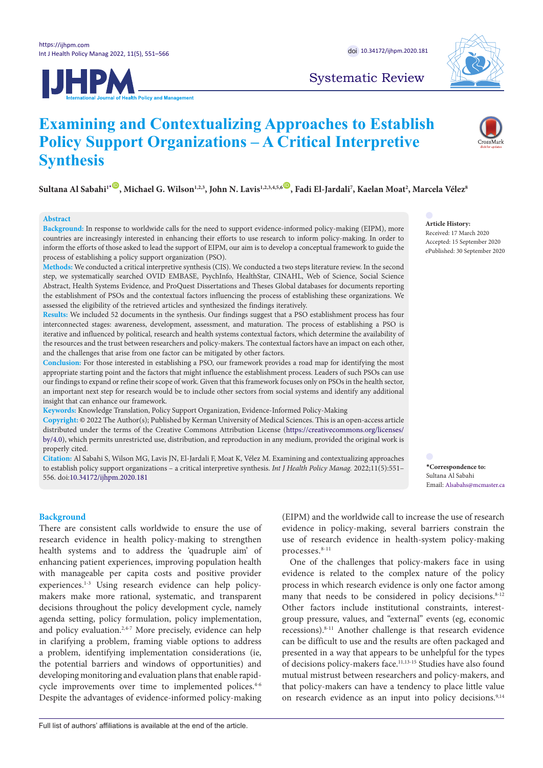Systematic Review

# Examining and Contextualizing Approaches to Establish Policy Support Organizations – A Critical Interpretive Synthesis

**Sultana Al Sabahi[1*], Michael G. Wilson[1,2,3], John N. Lavis[1,2,3,4,5,6], Fadi El-Jardali[7], Kaelan Moat[2], Marcela Vélez[8]**

**Abstract**

**Background:** In response to worldwide calls for the need to support evidence-informed policy-making (EIPM), more countries are increasingly interested in enhancing their efforts to use research to inform policy-making. In order to inform the efforts of those asked to lead the support of EIPM, our aim is to develop a conceptual framework to guide the process of establishing a policy support organization (PSO).

**Methods:** We conducted a critical interpretive synthesis (CIS). We conducted a two steps literature review. In the second step, we systematically searched OVID EMBASE, PsychInfo, HealthStar, CINAHL, Web of Science, Social Science Abstract, Health Systems Evidence, and ProQuest Dissertations and Theses Global databases for documents reporting the establishment of PSOs and the contextual factors influencing the process of establishing these organizations. We assessed the eligibility of the retrieved articles and synthesized the findings iteratively.

**Results:** We included 52 documents in the synthesis. Our findings suggest that a PSO establishment process has four interconnected stages: awareness, development, assessment, and maturation. The process of establishing a PSO is iterative and influenced by political, research and health systems contextual factors, which determine the availability of the resources and the trust between researchers and policy-makers. The contextual factors have an impact on each other, and the challenges that arise from one factor can be mitigated by other factors.

**Conclusion:** For those interested in establishing a PSO, our framework provides a road map for identifying the most appropriate starting point and the factors that might influence the establishment process. Leaders of such PSOs can use our findings to expand or refine their scope of work. Given that this framework focuses only on PSOs in the health sector, an important next step for research would be to include other sectors from social systems and identify any additional insight that can enhance our framework.

**Keywords:** Knowledge Translation, Policy Support Organization, Evidence-Informed Policy-Making

**Copyright:** © 2022 The Author(s); Published by Kerman University of Medical Sciences. This is an open-access article distributed under the terms of the Creative Commons Attribution License (https://creativecommons.org/licenses/by/4.0), which permits unrestricted use, distribution, and reproduction in any medium, provided the original work is properly cited.

**Citation:** Al Sabahi S, Wilson MG, Lavis JN, El-Jardali F, Moat K, Vélez M. Examining and contextualizing approaches to establish policy support organizations – a critical interpretive synthesis. *Int J Health Policy Manag.* 2022;11(5):551–556. doi:10.34172/ijhpm.2020.181

**Article History:**
Received: 17 March 2020
Accepted: 15 September 2020
ePublished: 30 September 2020

**\*Correspondence to:**
Sultana Al Sabahi
Email: Alsabahs@mcmaster.ca

## Background

There are consistent calls worldwide to ensure the use of research evidence in health policy-making to strengthen health systems and to address the 'quadruple aim' of enhancing patient experiences, improving population health with manageable per capita costs and positive provider experiences.[1-3] Using research evidence can help policy-makers make more rational, systematic, and transparent decisions throughout the policy development cycle, namely agenda setting, policy formulation, policy implementation, and policy evaluation.[2,4-7] More precisely, evidence can help in clarifying a problem, framing viable options to address a problem, identifying implementation considerations (ie, the potential barriers and windows of opportunities) and developing monitoring and evaluation plans that enable rapid-cycle improvements over time to implemented polices.[4-6] Despite the advantages of evidence-informed policy-making (EIPM) and the worldwide call to increase the use of research evidence in policy-making, several barriers constrain the use of research evidence in health-system policy-making processes.[8-11]

One of the challenges that policy-makers face in using evidence is related to the complex nature of the policy process in which research evidence is only one factor among many that needs to be considered in policy decisions.[8-12] Other factors include institutional constraints, interest-group pressure, values, and "external" events (eg, economic recessions).[8-11] Another challenge is that research evidence can be difficult to use and the results are often packaged and presented in a way that appears to be unhelpful for the types of decisions policy-makers face.[11,13-15] Studies have also found mutual mistrust between researchers and policy-makers, and that policy-makers can have a tendency to place little value on research evidence as an input into policy decisions.[9,14]

Full list of authors' affiliations is available at the end of the article.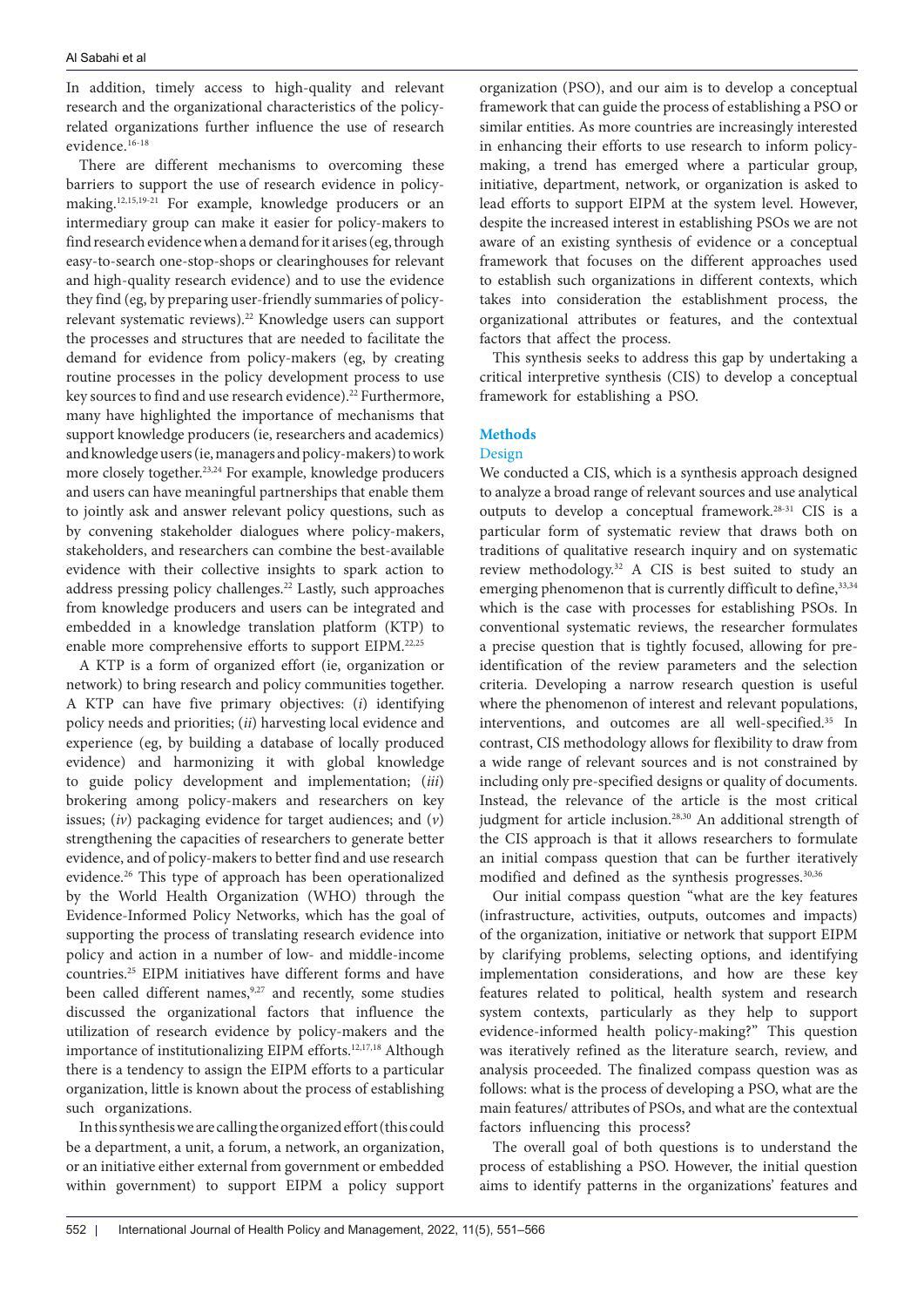In addition, timely access to high-quality and relevant research and the organizational characteristics of the policy-related organizations further influence the use of research evidence.[16-18]

There are different mechanisms to overcoming these barriers to support the use of research evidence in policy-making.[12,15,19-21] For example, knowledge producers or an intermediary group can make it easier for policy-makers to find research evidence when a demand for it arises (eg, through easy-to-search one-stop-shops or clearinghouses for relevant and high-quality research evidence) and to use the evidence they find (eg, by preparing user-friendly summaries of policy-relevant systematic reviews).[22] Knowledge users can support the processes and structures that are needed to facilitate the demand for evidence from policy-makers (eg, by creating routine processes in the policy development process to use key sources to find and use research evidence).[22] Furthermore, many have highlighted the importance of mechanisms that support knowledge producers (ie, researchers and academics) and knowledge users (ie, managers and policy-makers) to work more closely together.[23,24] For example, knowledge producers and users can have meaningful partnerships that enable them to jointly ask and answer relevant policy questions, such as by convening stakeholder dialogues where policy-makers, stakeholders, and researchers can combine the best-available evidence with their collective insights to spark action to address pressing policy challenges.[22] Lastly, such approaches from knowledge producers and users can be integrated and embedded in a knowledge translation platform (KTP) to enable more comprehensive efforts to support EIPM.[22,25]

A KTP is a form of organized effort (ie, organization or network) to bring research and policy communities together. A KTP can have five primary objectives: (*i*) identifying policy needs and priorities; (*ii*) harvesting local evidence and experience (eg, by building a database of locally produced evidence) and harmonizing it with global knowledge to guide policy development and implementation; (*iii*) brokering among policy-makers and researchers on key issues; (*iv*) packaging evidence for target audiences; and (*v*) strengthening the capacities of researchers to generate better evidence, and of policy-makers to better find and use research evidence.[26] This type of approach has been operationalized by the World Health Organization (WHO) through the Evidence-Informed Policy Networks, which has the goal of supporting the process of translating research evidence into policy and action in a number of low- and middle-income countries.[25] EIPM initiatives have different forms and have been called different names,[9,27] and recently, some studies discussed the organizational factors that influence the utilization of research evidence by policy-makers and the importance of institutionalizing EIPM efforts.[12,17,18] Although there is a tendency to assign the EIPM efforts to a particular organization, little is known about the process of establishing such organizations.

In this synthesis we are calling the organized effort (this could be a department, a unit, a forum, a network, an organization, or an initiative either external from government or embedded within government) to support EIPM a policy support organization (PSO), and our aim is to develop a conceptual framework that can guide the process of establishing a PSO or similar entities. As more countries are increasingly interested in enhancing their efforts to use research to inform policy-making, a trend has emerged where a particular group, initiative, department, network, or organization is asked to lead efforts to support EIPM at the system level. However, despite the increased interest in establishing PSOs we are not aware of an existing synthesis of evidence or a conceptual framework that focuses on the different approaches used to establish such organizations in different contexts, which takes into consideration the establishment process, the organizational attributes or features, and the contextual factors that affect the process.

This synthesis seeks to address this gap by undertaking a critical interpretive synthesis (CIS) to develop a conceptual framework for establishing a PSO.

## Methods

### Design

We conducted a CIS, which is a synthesis approach designed to analyze a broad range of relevant sources and use analytical outputs to develop a conceptual framework.[28-31] CIS is a particular form of systematic review that draws both on traditions of qualitative research inquiry and on systematic review methodology.[32] A CIS is best suited to study an emerging phenomenon that is currently difficult to define,[33,34] which is the case with processes for establishing PSOs. In conventional systematic reviews, the researcher formulates a precise question that is tightly focused, allowing for pre-identification of the review parameters and the selection criteria. Developing a narrow research question is useful where the phenomenon of interest and relevant populations, interventions, and outcomes are all well-specified.[35] In contrast, CIS methodology allows for flexibility to draw from a wide range of relevant sources and is not constrained by including only pre-specified designs or quality of documents. Instead, the relevance of the article is the most critical judgment for article inclusion.[28,30] An additional strength of the CIS approach is that it allows researchers to formulate an initial compass question that can be further iteratively modified and defined as the synthesis progresses.[30,36]

Our initial compass question "what are the key features (infrastructure, activities, outputs, outcomes and impacts) of the organization, initiative or network that support EIPM by clarifying problems, selecting options, and identifying implementation considerations, and how are these key features related to political, health system and research system contexts, particularly as they help to support evidence-informed health policy-making?" This question was iteratively refined as the literature search, review, and analysis proceeded. The finalized compass question was as follows: what is the process of developing a PSO, what are the main features/ attributes of PSOs, and what are the contextual factors influencing this process?

The overall goal of both questions is to understand the process of establishing a PSO. However, the initial question aims to identify patterns in the organizations' features and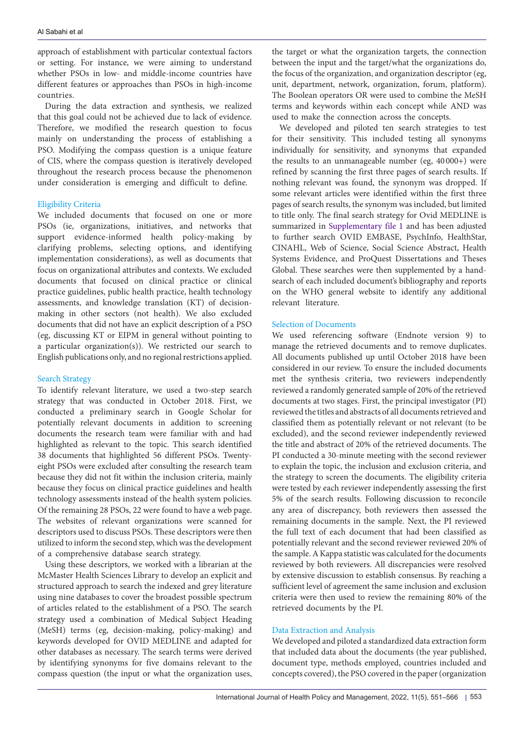approach of establishment with particular contextual factors or setting. For instance, we were aiming to understand whether PSOs in low- and middle-income countries have different features or approaches than PSOs in high-income countries.

During the data extraction and synthesis, we realized that this goal could not be achieved due to lack of evidence. Therefore, we modified the research question to focus mainly on understanding the process of establishing a PSO. Modifying the compass question is a unique feature of CIS, where the compass question is iteratively developed throughout the research process because the phenomenon under consideration is emerging and difficult to define.

### Eligibility Criteria

We included documents that focused on one or more PSOs (ie, organizations, initiatives, and networks that support evidence-informed health policy-making by clarifying problems, selecting options, and identifying implementation considerations), as well as documents that focus on organizational attributes and contexts. We excluded documents that focused on clinical practice or clinical practice guidelines, public health practice, health technology assessments, and knowledge translation (KT) of decision-making in other sectors (not health). We also excluded documents that did not have an explicit description of a PSO (eg, discussing KT or EIPM in general without pointing to a particular organization(s)). We restricted our search to English publications only, and no regional restrictions applied.

### Search Strategy

To identify relevant literature, we used a two-step search strategy that was conducted in October 2018. First, we conducted a preliminary search in Google Scholar for potentially relevant documents in addition to screening documents the research team were familiar with and had highlighted as relevant to the topic. This search identified 38 documents that highlighted 56 different PSOs. Twenty-eight PSOs were excluded after consulting the research team because they did not fit within the inclusion criteria, mainly because they focus on clinical practice guidelines and health technology assessments instead of the health system policies. Of the remaining 28 PSOs, 22 were found to have a web page. The websites of relevant organizations were scanned for descriptors used to discuss PSOs. These descriptors were then utilized to inform the second step, which was the development of a comprehensive database search strategy.

Using these descriptors, we worked with a librarian at the McMaster Health Sciences Library to develop an explicit and structured approach to search the indexed and grey literature using nine databases to cover the broadest possible spectrum of articles related to the establishment of a PSO. The search strategy used a combination of Medical Subject Heading (MeSH) terms (eg, decision-making, policy-making) and keywords developed for OVID MEDLINE and adapted for other databases as necessary. The search terms were derived by identifying synonyms for five domains relevant to the compass question (the input or what the organization uses, the target or what the organization targets, the connection between the input and the target/what the organizations do, the focus of the organization, and organization descriptor (eg, unit, department, network, organization, forum, platform). The Boolean operators OR were used to combine the MeSH terms and keywords within each concept while AND was used to make the connection across the concepts.

We developed and piloted ten search strategies to test for their sensitivity. This included testing all synonyms individually for sensitivity, and synonyms that expanded the results to an unmanageable number (eg, 40000+) were refined by scanning the first three pages of search results. If nothing relevant was found, the synonym was dropped. If some relevant articles were identified within the first three pages of search results, the synonym was included, but limited to title only. The final search strategy for Ovid MEDLINE is summarized in Supplementary file 1 and has been adjusted to further search OVID EMBASE, PsychInfo, HealthStar, CINAHL, Web of Science, Social Science Abstract, Health Systems Evidence, and ProQuest Dissertations and Theses Global. These searches were then supplemented by a hand-search of each included document's bibliography and reports on the WHO general website to identify any additional relevant literature.

### Selection of Documents

We used referencing software (Endnote version 9) to manage the retrieved documents and to remove duplicates. All documents published up until October 2018 have been considered in our review. To ensure the included documents met the synthesis criteria, two reviewers independently reviewed a randomly generated sample of 20% of the retrieved documents at two stages. First, the principal investigator (PI) reviewed the titles and abstracts of all documents retrieved and classified them as potentially relevant or not relevant (to be excluded), and the second reviewer independently reviewed the title and abstract of 20% of the retrieved documents. The PI conducted a 30-minute meeting with the second reviewer to explain the topic, the inclusion and exclusion criteria, and the strategy to screen the documents. The eligibility criteria were tested by each reviewer independently assessing the first 5% of the search results. Following discussion to reconcile any area of discrepancy, both reviewers then assessed the remaining documents in the sample. Next, the PI reviewed the full text of each document that had been classified as potentially relevant and the second reviewer reviewed 20% of the sample. A Kappa statistic was calculated for the documents reviewed by both reviewers. All discrepancies were resolved by extensive discussion to establish consensus. By reaching a sufficient level of agreement the same inclusion and exclusion criteria were then used to review the remaining 80% of the retrieved documents by the PI.

### Data Extraction and Analysis

We developed and piloted a standardized data extraction form that included data about the documents (the year published, document type, methods employed, countries included and concepts covered), the PSO covered in the paper (organization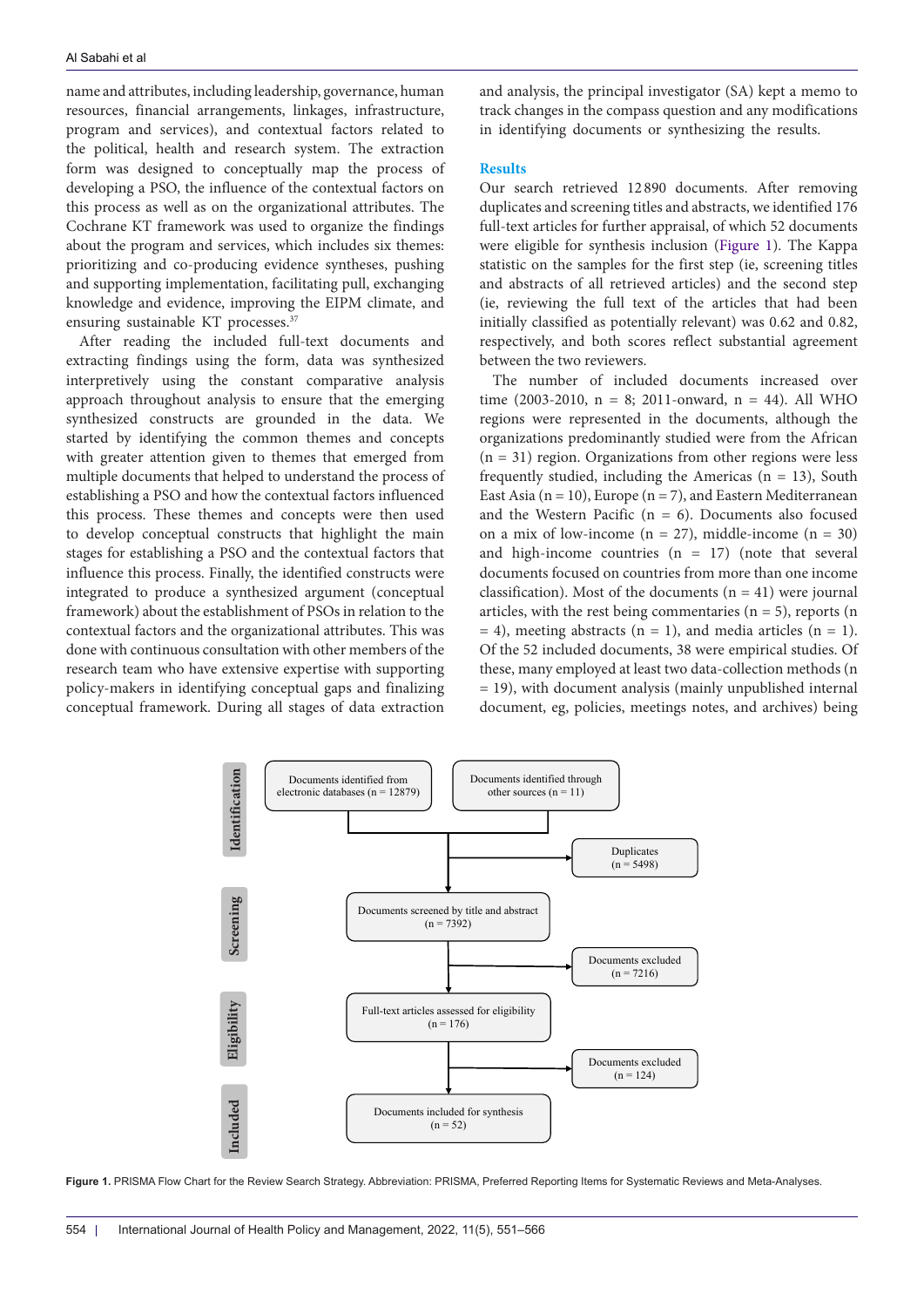name and attributes, including leadership, governance, human resources, financial arrangements, linkages, infrastructure, program and services), and contextual factors related to the political, health and research system. The extraction form was designed to conceptually map the process of developing a PSO, the influence of the contextual factors on this process as well as on the organizational attributes. The Cochrane KT framework was used to organize the findings about the program and services, which includes six themes: prioritizing and co-producing evidence syntheses, pushing and supporting implementation, facilitating pull, exchanging knowledge and evidence, improving the EIPM climate, and ensuring sustainable KT processes.[37]

After reading the included full-text documents and extracting findings using the form, data was synthesized interpretively using the constant comparative analysis approach throughout analysis to ensure that the emerging synthesized constructs are grounded in the data. We started by identifying the common themes and concepts with greater attention given to themes that emerged from multiple documents that helped to understand the process of establishing a PSO and how the contextual factors influenced this process. These themes and concepts were then used to develop conceptual constructs that highlight the main stages for establishing a PSO and the contextual factors that influence this process. Finally, the identified constructs were integrated to produce a synthesized argument (conceptual framework) about the establishment of PSOs in relation to the contextual factors and the organizational attributes. This was done with continuous consultation with other members of the research team who have extensive expertise with supporting policy-makers in identifying conceptual gaps and finalizing conceptual framework. During all stages of data extraction and analysis, the principal investigator (SA) kept a memo to track changes in the compass question and any modifications in identifying documents or synthesizing the results.

## Results

Our search retrieved 12 890 documents. After removing duplicates and screening titles and abstracts, we identified 176 full-text articles for further appraisal, of which 52 documents were eligible for synthesis inclusion (Figure 1). The Kappa statistic on the samples for the first step (ie, screening titles and abstracts of all retrieved articles) and the second step (ie, reviewing the full text of the articles that had been initially classified as potentially relevant) was 0.62 and 0.82, respectively, and both scores reflect substantial agreement between the two reviewers.

The number of included documents increased over time (2003-2010, n = 8; 2011-onward, n = 44). All WHO regions were represented in the documents, although the organizations predominantly studied were from the African (n = 31) region. Organizations from other regions were less frequently studied, including the Americas (n = 13), South East Asia (n = 10), Europe (n = 7), and Eastern Mediterranean and the Western Pacific (n = 6). Documents also focused on a mix of low-income (n = 27), middle-income (n = 30) and high-income countries (n = 17) (note that several documents focused on countries from more than one income classification). Most of the documents (n = 41) were journal articles, with the rest being commentaries (n = 5), reports (n = 4), meeting abstracts (n = 1), and media articles (n = 1). Of the 52 included documents, 38 were empirical studies. Of these, many employed at least two data-collection methods (n = 19), with document analysis (mainly unpublished internal document, eg, policies, meetings notes, and archives) being

**Identification**
- Documents identified from electronic databases (n = 12879)
- Documents identified through other sources (n = 11)
- Duplicates (n = 5498)

**Screening**
- Documents screened by title and abstract (n = 7392)
- Documents excluded (n = 7216)

**Eligibility**
- Full-text articles assessed for eligibility (n = 176)
- Documents excluded (n = 124)

**Included**
- Documents included for synthesis (n = 52)

**Figure 1.** PRISMA Flow Chart for the Review Search Strategy. Abbreviation: PRISMA, Preferred Reporting Items for Systematic Reviews and Meta-Analyses.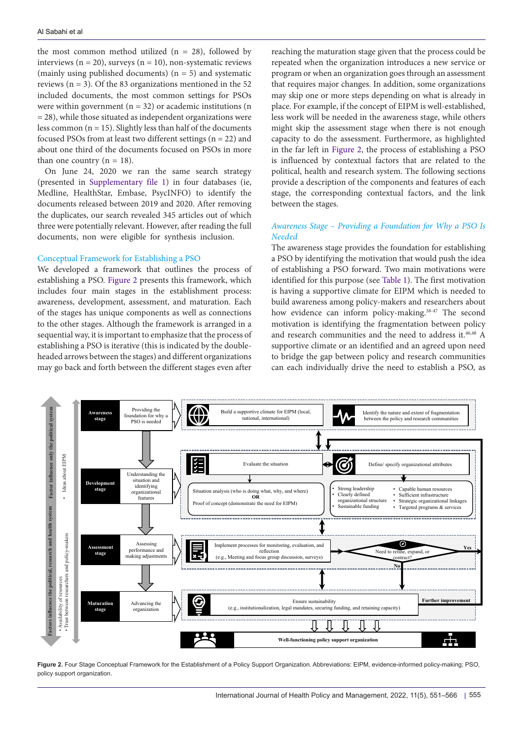the most common method utilized (n = 28), followed by interviews (n = 20), surveys (n = 10), non-systematic reviews (mainly using published documents) (n = 5) and systematic reviews (n = 3). Of the 83 organizations mentioned in the 52 included documents, the most common settings for PSOs were within government (n = 32) or academic institutions (n = 28), while those situated as independent organizations were less common (n = 15). Slightly less than half of the documents focused PSOs from at least two different settings (n = 22) and about one third of the documents focused on PSOs in more than one country (n = 18).

On June 24, 2020 we ran the same search strategy (presented in Supplementary file 1) in four databases (ie, Medline, HealthStar, Embase, PsycINFO) to identify the documents released between 2019 and 2020. After removing the duplicates, our search revealed 345 articles out of which three were potentially relevant. However, after reading the full documents, non were eligible for synthesis inclusion.

## Conceptual Framework for Establishing a PSO

We developed a framework that outlines the process of establishing a PSO. Figure 2 presents this framework, which includes four main stages in the establishment process: awareness, development, assessment, and maturation. Each of the stages has unique components as well as connections to the other stages. Although the framework is arranged in a sequential way, it is important to emphasize that the process of establishing a PSO is iterative (this is indicated by the double-headed arrows between the stages) and different organizations may go back and forth between the different stages even after reaching the maturation stage given that the process could be repeated when the organization introduces a new service or program or when an organization goes through an assessment that requires major changes. In addition, some organizations may skip one or more steps depending on what is already in place. For example, if the concept of EIPM is well-established, less work will be needed in the awareness stage, while others might skip the assessment stage when there is not enough capacity to do the assessment. Furthermore, as highlighted in the far left in Figure 2, the process of establishing a PSO is influenced by contextual factors that are related to the political, health and research system. The following sections provide a description of the components and features of each stage, the corresponding contextual factors, and the link between the stages.

### *Awareness Stage – Providing a Foundation for Why a PSO Is Needed*

The awareness stage provides the foundation for establishing a PSO by identifying the motivation that would push the idea of establishing a PSO forward. Two main motivations were identified for this purpose (see Table 1). The first motivation is having a supportive climate for EIPM which is needed to build awareness among policy-makers and researchers about how evidence can inform policy-making.[38-47] The second motivation is identifying the fragmentation between policy and research communities and the need to address it.[46,48] A supportive climate or an identified and an agreed upon need to bridge the gap between policy and research communities can each individually drive the need to establish a PSO, as

**Figure 2.** Four Stage Conceptual Framework for the Establishment of a Policy Support Organization. Abbreviations: EIPM, evidence-informed policy-making; PSO, policy support organization.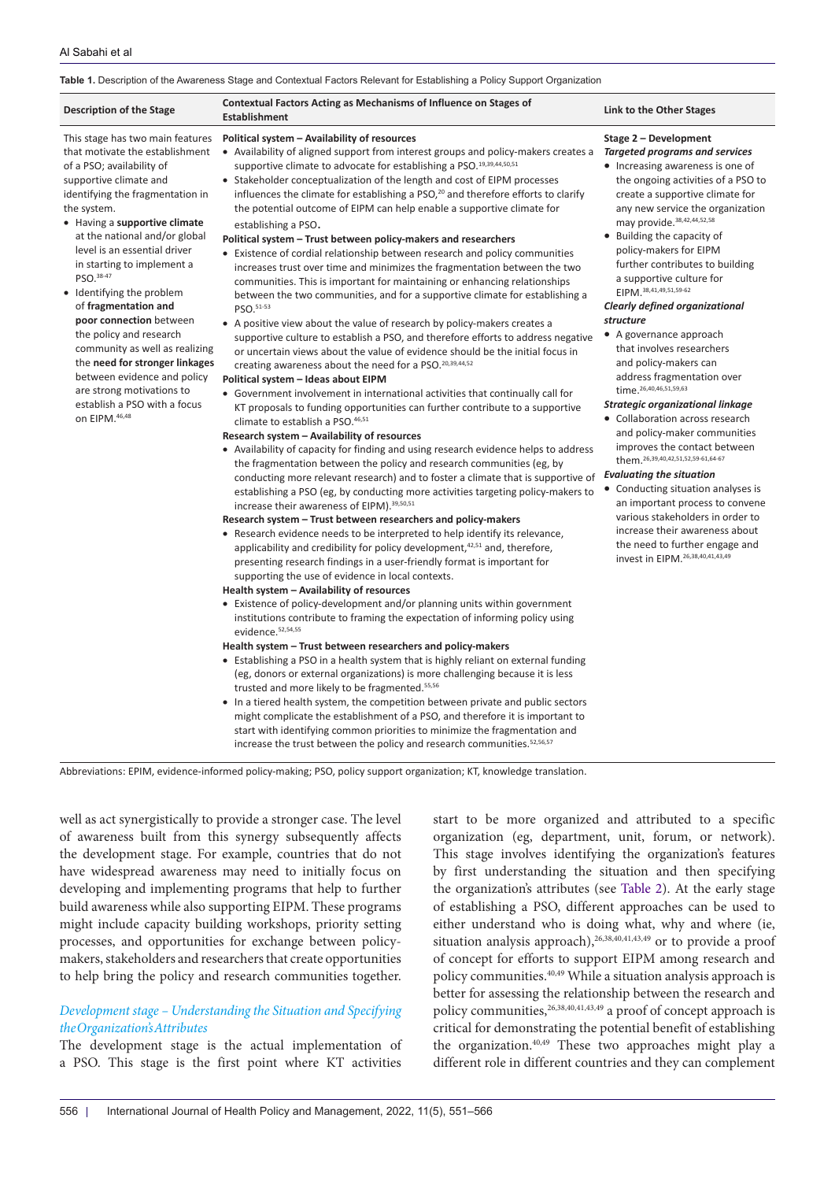**Table 1.** Description of the Awareness Stage and Contextual Factors Relevant for Establishing a Policy Support Organization

| Description of the Stage | Contextual Factors Acting as Mechanisms of Influence on Stages of Establishment | Link to the Other Stages |
|---|---|---|
| This stage has two main features that motivate the establishment of a PSO; availability of supportive climate and identifying the fragmentation in the system.<br>• Having a **supportive climate** at the national and/or global level is an essential driver in starting to implement a PSO.[38-47]<br>• Identifying the problem of **fragmentation and poor connection** between the policy and research community as well as realizing the **need for stronger linkages** between evidence and policy are strong motivations to establish a PSO with a focus on EIPM.[46,48] | **Political system – Availability of resources**<br>• Availability of aligned support from interest groups and policy-makers creates a supportive climate to advocate for establishing a PSO.[19,39,44,50,51]<br>• Stakeholder conceptualization of the length and cost of EIPM processes influences the climate for establishing a PSO,[20] and therefore efforts to clarify the potential outcome of EIPM can help enable a supportive climate for establishing a PSO.<br>**Political system – Trust between policy-makers and researchers**<br>• Existence of cordial relationship between research and policy communities increases trust over time and minimizes the fragmentation between the two communities. This is important for maintaining or enhancing relationships between the two communities, and for a supportive climate for establishing a PSO.[51-53]<br>• A positive view about the value of research by policy-makers creates a supportive culture to establish a PSO, and therefore efforts to address negative or uncertain views about the value of evidence should be the initial focus in creating awareness about the need for a PSO.[20,39,44,52]<br>**Political system – Ideas about EIPM**<br>• Government involvement in international activities that continually call for KT proposals to funding opportunities can further contribute to a supportive climate to establish a PSO.[46,51]<br>**Research system – Availability of resources**<br>• Availability of capacity for finding and using research evidence helps to address the fragmentation between the policy and research communities (eg, by conducting more relevant research) and to foster a climate that is supportive of establishing a PSO (eg, by conducting more activities targeting policy-makers to increase their awareness of EIPM).[39,50,51]<br>**Research system – Trust between researchers and policy-makers**<br>• Research evidence needs to be interpreted to help identify its relevance, applicability and credibility for policy development,[42,51] and, therefore, presenting research findings in a user-friendly format is important for supporting the use of evidence in local contexts.<br>**Health system – Availability of resources**<br>• Existence of policy-development and/or planning units within government institutions contribute to framing the expectation of informing policy using evidence.[52,54,55]<br>**Health system – Trust between researchers and policy-makers**<br>• Establishing a PSO in a health system that is highly reliant on external funding (eg, donors or external organizations) is more challenging because it is less trusted and more likely to be fragmented.[55,56]<br>• In a tiered health system, the competition between private and public sectors might complicate the establishment of a PSO, and therefore it is important to start with identifying common priorities to minimize the fragmentation and increase the trust between the policy and research communities.[52,56,57] | **Stage 2 – Development**<br>***Targeted programs and services***<br>• Increasing awareness is one of the ongoing activities of a PSO to create a supportive climate for any new service the organization may provide.[38,42,44,52,58]<br>• Building the capacity of policy-makers for EIPM further contributes to building a supportive culture for EIPM.[38,41,49,51,59-62]<br>***Clearly defined organizational structure***<br>• A governance approach that involves researchers and policy-makers can address fragmentation over time.[26,40,46,51,59,63]<br>***Strategic organizational linkage***<br>• Collaboration across research and policy-maker communities improves the contact between them.[26,39,40,42,51,52,59-61,64-67]<br>***Evaluating the situation***<br>• Conducting situation analyses is an important process to convene various stakeholders in order to increase their awareness about the need to further engage and invest in EIPM.[26,38,40,41,43,49] |

Abbreviations: EPIM, evidence-informed policy-making; PSO, policy support organization; KT, knowledge translation.

well as act synergistically to provide a stronger case. The level of awareness built from this synergy subsequently affects the development stage. For example, countries that do not have widespread awareness may need to initially focus on developing and implementing programs that help to further build awareness while also supporting EIPM. These programs might include capacity building workshops, priority setting processes, and opportunities for exchange between policy-makers, stakeholders and researchers that create opportunities to help bring the policy and research communities together.

### *Development stage – Understanding the Situation and Specifying the Organization's Attributes*

The development stage is the actual implementation of a PSO. This stage is the first point where KT activities start to be more organized and attributed to a specific organization (eg, department, unit, forum, or network). This stage involves identifying the organization's features by first understanding the situation and then specifying the organization's attributes (see Table 2). At the early stage of establishing a PSO, different approaches can be used to either understand who is doing what, why and where (ie, situation analysis approach),[26,38,40,41,43,49] or to provide a proof of concept for efforts to support EIPM among research and policy communities.[40,49] While a situation analysis approach is better for assessing the relationship between the research and policy communities,[26,38,40,41,43,49] a proof of concept approach is critical for demonstrating the potential benefit of establishing the organization.[40,49] These two approaches might play a different role in different countries and they can complement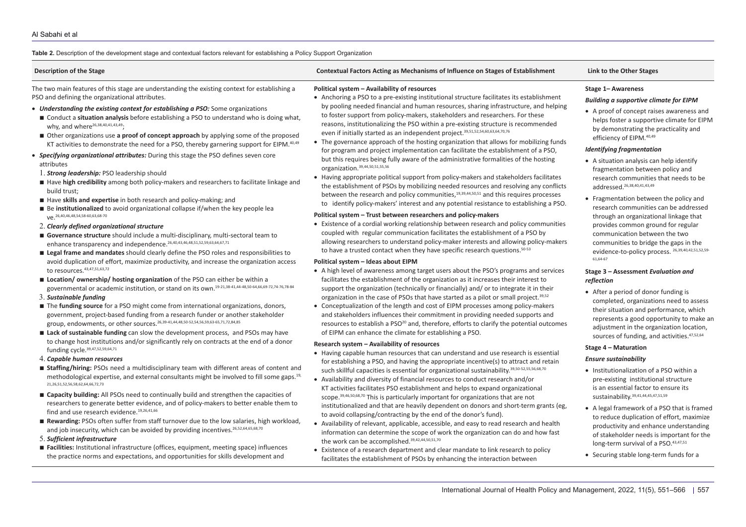**Table 2.** Description of the development stage and contextual factors relevant for establishing a Policy Support Organization

| Description of the Stage | Contextual Factors Acting as Mechanisms of Influence on Stages of Establishment | Link to the Other Stages |
|---|---|---|
| The two main features of this stage are understanding the existing context for establishing a PSO and defining the organizational attributes.<br>• ***Understanding the existing context for establishing a PSO:*** Some organizations<br>■ Conduct a **situation analysis** before establishing a PSO to understand who is doing what, why, and where[26,38,40,41,43,49];<br>■ Other organizations use **a proof of concept approach** by applying some of the proposed KT activities to demonstrate the need for a PSO, thereby garnering support for EIPM.[40,49]<br>• ***Specifying organizational attributes:*** During this stage the PSO defines seven core attributes<br>1. ***Strong leadership:*** PSO leadership should<br>■ Have **high credibility** among both policy-makers and researchers to facilitate linkage and build trust;<br>■ Have **skills and expertise** in both research and policy-making; and<br>■ Be **institutionalized** to avoid organizational collapse if/when the key people leave.[26,40,46,48,54,58-60,63,68-70]<br>2. ***Clearly defined organizational structure***<br>■ **Governance structure** should include a multi-disciplinary, multi-sectoral team to enhance transparency and independence.[26,40,43,46,48,51,52,59,63,64,67,71]<br>■ **Legal frame and mandates** should clearly define the PSO roles and responsibilities to avoid duplication of effort, maximize productivity, and increase the organization access to resources.[43,47,51,63,72]<br>■ **Location/ ownership/ hosting organization** of the PSO can either be within a governmental or academic institution, or stand on its own.[19-21,38-41,44-48,50-64,66,69-72,74-76,78-84]<br>3. ***Sustainable funding***<br>■ The **funding source** for a PSO might come from international organizations, donors, government, project-based funding from a research funder or another stakeholder group, endowments, or other sources.[26,39-41,44,48,50-52,54,56,59,63-65,71,72,84,85]<br>■ **Lack of sustainable funding** can slow the development process, and PSOs may have to change host institutions and/or significantly rely on contracts at the end of a donor funding cycle.[39,47,52,59,64,71]<br>4. ***Capable human resources***<br>■ **Staffing/hiring:** PSOs need a multidisciplinary team with different areas of content and methodological expertise, and external consultants might be involved to fill some gaps.[19,21,26,51,52,56,58,62,64,66,72,73]<br>■ **Capacity building:** All PSOs need to continually build and strengthen the capacities of researchers to generate better evidence, and of policy-makers to better enable them to find and use research evidence.[19,26,41,66]<br>■ **Rewarding:** PSOs often suffer from staff turnover due to the low salaries, high workload, and job insecurity, which can be avoided by providing incentives.[26,52,64,65,68,70]<br>5. ***Sufficient infrastructure***<br>■ **Facilities:** Institutional infrastructure (offices, equipment, meeting space) influences the practice norms and expectations, and opportunities for skills development and | **Political system – Availability of resources**<br>• Anchoring a PSO to a pre-existing institutional structure facilitates its establishment by pooling needed financial and human resources, sharing infrastructure, and helping to foster support from policy-makers, stakeholders and researchers. For these reasons, institutionalizing the PSO within a pre-existing structure is recommended even if initially started as an independent project.[39,51,52,54,60,63,64,70,76]<br>• The governance approach of the hosting organization that allows for mobilizing funds for program and project implementation can facilitate the establishment of a PSO, but this requires being fully aware of the administrative formalities of the hosting organization.[39,44,50,51,55,56]<br>• Having appropriate political support from policy-makers and stakeholders facilitates the establishment of PSOs by mobilizing needed resources and resolving any conflicts between the research and policy communities,[19,39,44,50,51] and this requires processes to identify policy-makers' interest and any potential resistance to establishing a PSO.<br>**Political system – Trust between researchers and policy-makers**<br>• Existence of a cordial working relationship between research and policy communities coupled with regular communication facilitates the establishment of a PSO by allowing researchers to understand policy-maker interests and allowing policy-makers to have a trusted contact when they have specific research questions.[50-53]<br>**Political system – Ideas about EIPM**<br>• A high level of awareness among target users about the PSO's programs and services facilitates the establishment of the organization as it increases their interest to support the organization (technically or financially) and/ or to integrate it in their organization in the case of PSOs that have started as a pilot or small project.[39,52]<br>• Conceptualization of the length and cost of EIPM processes among policy-makers and stakeholders influences their commitment in providing needed supports and resources to establish a PSO[20] and, therefore, efforts to clarify the potential outcomes of EIPM can enhance the climate for establishing a PSO.<br>**Research system – Availability of resources**<br>• Having capable human resources that can understand and use research is essential for establishing a PSO, and having the appropriate incentive(s) to attract and retain such skillful capacities is essential for organizational sustainability.[39,50-52,55,56,68,70]<br>• Availability and diversity of financial resources to conduct research and/or KT activities facilitates PSO establishment and helps to expand organizational scope.[39,46,50,68,70] This is particularly important for organizations that are not institutionalized and that are heavily dependent on donors and short-term grants (eg, to avoid collapsing/contracting by the end of the donor's fund).<br>• Availability of relevant, applicable, accessible, and easy to read research and health information can determine the scope of work the organization can do and how fast the work can be accomplished.[39,42,44,50,51,70]<br>• Existence of a research department and clear mandate to link research to policy facilitates the establishment of PSOs by enhancing the interaction between | **Stage 1– Awareness**<br>***Building a supportive climate for EIPM***<br>• A proof of concept raises awareness and helps foster a supportive climate for EIPM by demonstrating the practicality and efficiency of EIPM.[40,49]<br>***Identifying fragmentation***<br>• A situation analysis can help identify fragmentation between policy and research communities that needs to be addressed.[26,38,40,41,43,49]<br>• Fragmentation between the policy and research communities can be addressed through an organizational linkage that provides common ground for regular communication between the two communities to bridge the gaps in the evidence-to-policy process.[26,39,40,42,51,52,59-61,64-67]<br>**Stage 3 – Assessment *Evaluation and reflection***<br>• After a period of donor funding is completed, organizations need to assess their situation and performance, which represents a good opportunity to make an adjustment in the organization location, sources of funding, and activities.[47,52,64]<br>**Stage 4 – Maturation**<br>***Ensure sustainability***<br>• Institutionalization of a PSO within a pre-existing institutional structure is an essential factor to ensure its sustainability.[39,41,44,45,47,51,59]<br>• A legal framework of a PSO that is framed to reduce duplication of effort, maximize productivity and enhance understanding of stakeholder needs is important for the long-term survival of a PSO.[43,47,51]<br>• Securing stable long-term funds for a |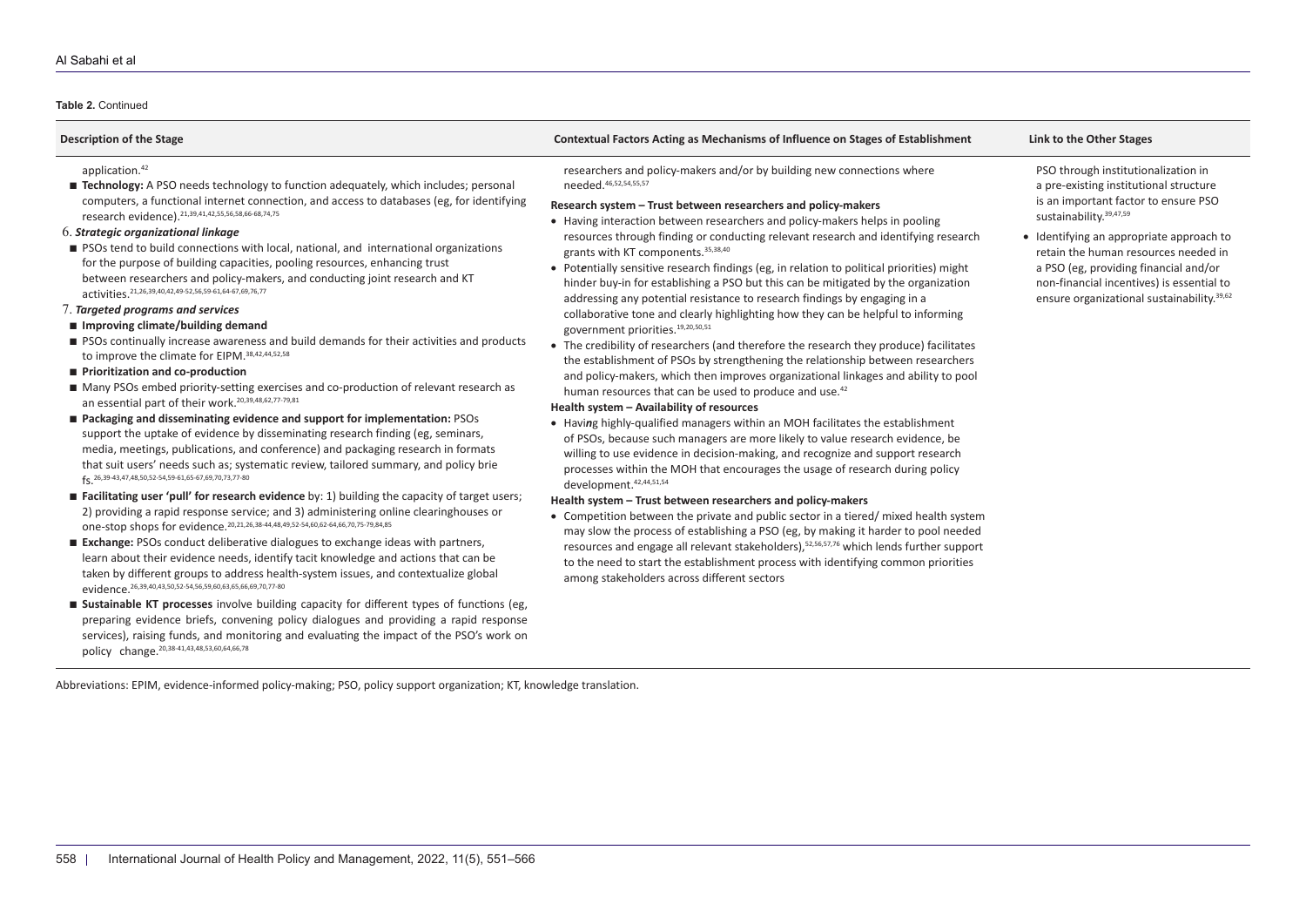**Table 2.** Continued

| Description of the Stage | Contextual Factors Acting as Mechanisms of Influence on Stages of Establishment | Link to the Other Stages |
|---|---|---|
| application.[42]<br>■ **Technology:** A PSO needs technology to function adequately, which includes; personal computers, a functional internet connection, and access to databases (eg, for identifying research evidence).[21,39,41,42,55,56,58,66-68,74,75]<br>6. ***Strategic organizational linkage***<br>■ PSOs tend to build connections with local, national, and international organizations for the purpose of building capacities, pooling resources, enhancing trust between researchers and policy-makers, and conducting joint research and KT activities.[21,26,39,40,42,49-52,56,59-61,64-67,69,76,77]<br>7. ***Targeted programs and services***<br>■ **Improving climate/building demand**<br>■ PSOs continually increase awareness and build demands for their activities and products to improve the climate for EIPM.[38,42,44,52,58]<br>■ **Prioritization and co-production**<br>■ Many PSOs embed priority-setting exercises and co-production of relevant research as an essential part of their work.[20,39,48,62,77-79,81]<br>■ **Packaging and disseminating evidence and support for implementation:** PSOs support the uptake of evidence by disseminating research finding (eg, seminars, media, meetings, publications, and conference) and packaging research in formats that suit users' needs such as; systematic review, tailored summary, and policy briefs.[26,39-43,47,48,50,52-54,59-61,65-67,69,70,73,77-80]<br>■ **Facilitating user 'pull' for research evidence** by: 1) building the capacity of target users; 2) providing a rapid response service; and 3) administering online clearinghouses or one-stop shops for evidence.[20,21,26,38-44,48,49,52-54,60,62-64,66,70,75-79,84,85]<br>■ **Exchange:** PSOs conduct deliberative dialogues to exchange ideas with partners, learn about their evidence needs, identify tacit knowledge and actions that can be taken by different groups to address health-system issues, and contextualize global evidence.[26,39,40,43,50,52-54,56,59,60,63,65,66,69,70,77-80]<br>■ **Sustainable KT processes** involve building capacity for different types of functions (eg, preparing evidence briefs, convening policy dialogues and providing a rapid response services), raising funds, and monitoring and evaluating the impact of the PSO's work on policy change.[20,38-41,43,48,53,60,64,66,78] | researchers and policy-makers and/or by building new connections where needed.[46,52,54,55,57]<br>**Research system – Trust between researchers and policy-makers**<br>• Having interaction between researchers and policy-makers helps in pooling resources through finding or conducting relevant research and identifying research grants with KT components.[35,38,40]<br>• Potentially sensitive research findings (eg, in relation to political priorities) might hinder buy-in for establishing a PSO but this can be mitigated by the organization addressing any potential resistance to research findings by engaging in a collaborative tone and clearly highlighting how they can be helpful to informing government priorities.[19,20,50,51]<br>• The credibility of researchers (and therefore the research they produce) facilitates the establishment of PSOs by strengthening the relationship between researchers and policy-makers, which then improves organizational linkages and ability to pool human resources that can be used to produce and use.[42]<br>**Health system – Availability of resources**<br>• Having highly-qualified managers within an MOH facilitates the establishment of PSOs, because such managers are more likely to value research evidence, be willing to use evidence in decision-making, and recognize and support research processes within the MOH that encourages the usage of research during policy development.[42,44,51,54]<br>**Health system – Trust between researchers and policy-makers**<br>• Competition between the private and public sector in a tiered/ mixed health system may slow the process of establishing a PSO (eg, by making it harder to pool needed resources and engage all relevant stakeholders),[52,56,57,76] which lends further support to the need to start the establishment process with identifying common priorities among stakeholders across different sectors | PSO through institutionalization in a pre-existing institutional structure is an important factor to ensure PSO sustainability.[39,47,59]<br>• Identifying an appropriate approach to retain the human resources needed in a PSO (eg, providing financial and/or non-financial incentives) is essential to ensure organizational sustainability.[39,62] |

Abbreviations: EPIM, evidence-informed policy-making; PSO, policy support organization; KT, knowledge translation.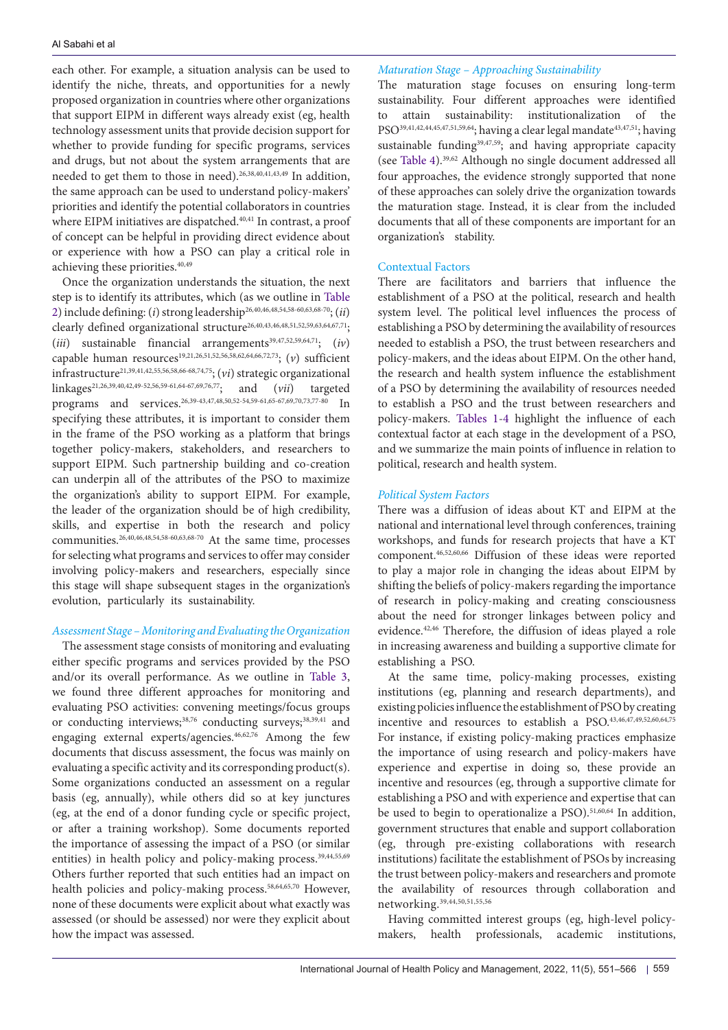each other. For example, a situation analysis can be used to identify the niche, threats, and opportunities for a newly proposed organization in countries where other organizations that support EIPM in different ways already exist (eg, health technology assessment units that provide decision support for whether to provide funding for specific programs, services and drugs, but not about the system arrangements that are needed to get them to those in need).[26,38,40,41,43,49] In addition, the same approach can be used to understand policy-makers' priorities and identify the potential collaborators in countries where EIPM initiatives are dispatched.[40,41] In contrast, a proof of concept can be helpful in providing direct evidence about or experience with how a PSO can play a critical role in achieving these priorities.[40,49]

Once the organization understands the situation, the next step is to identify its attributes, which (as we outline in Table 2) include defining: (*i*) strong leadership[26,40,46,48,54,58-60,63,68-70]; (*ii*) clearly defined organizational structure[26,40,43,46,48,51,52,59,63,64,67,71]; (*iii*) sustainable financial arrangements[39,47,52,59,64,71]; (*iv*) capable human resources[19,21,26,51,52,56,58,62,64,66,72,73]; (*v*) sufficient infrastructure[21,39,41,42,55,56,58,66-68,74,75]; (*vi*) strategic organizational linkages[21,26,39,40,42,49-52,56,59-61,64-67,69,76,77]; and (*vii*) targeted programs and services.[26,39-43,47,48,50,52-54,59-61,65-67,69,70,73,77-80] In specifying these attributes, it is important to consider them in the frame of the PSO working as a platform that brings together policy-makers, stakeholders, and researchers to support EIPM. Such partnership building and co-creation can underpin all of the attributes of the PSO to maximize the organization's ability to support EIPM. For example, the leader of the organization should be of high credibility, skills, and expertise in both the research and policy communities.[26,40,46,48,54,58-60,63,68-70] At the same time, processes for selecting what programs and services to offer may consider involving policy-makers and researchers, especially since this stage will shape subsequent stages in the organization's evolution, particularly its sustainability.

### *Assessment Stage – Monitoring and Evaluating the Organization*

The assessment stage consists of monitoring and evaluating either specific programs and services provided by the PSO and/or its overall performance. As we outline in Table 3, we found three different approaches for monitoring and evaluating PSO activities: convening meetings/focus groups or conducting interviews;[38,76] conducting surveys;[38,39,41] and engaging external experts/agencies.[46,62,76] Among the few documents that discuss assessment, the focus was mainly on evaluating a specific activity and its corresponding product(s). Some organizations conducted an assessment on a regular basis (eg, annually), while others did so at key junctures (eg, at the end of a donor funding cycle or specific project, or after a training workshop). Some documents reported the importance of assessing the impact of a PSO (or similar entities) in health policy and policy-making process.[39,44,55,69] Others further reported that such entities had an impact on health policies and policy-making process.[58,64,65,70] However, none of these documents were explicit about what exactly was assessed (or should be assessed) nor were they explicit about how the impact was assessed.

### *Maturation Stage – Approaching Sustainability*

The maturation stage focuses on ensuring long-term sustainability. Four different approaches were identified to attain sustainability: institutionalization of the PSO[39,41,42,44,45,47,51,59,64]; having a clear legal mandate[43,47,51]; having sustainable funding[39,47,59]; and having appropriate capacity (see Table 4).[39,62] Although no single document addressed all four approaches, the evidence strongly supported that none of these approaches can solely drive the organization towards the maturation stage. Instead, it is clear from the included documents that all of these components are important for an organization's stability.

## Contextual Factors

There are facilitators and barriers that influence the establishment of a PSO at the political, research and health system level. The political level influences the process of establishing a PSO by determining the availability of resources needed to establish a PSO, the trust between researchers and policy-makers, and the ideas about EIPM. On the other hand, the research and health system influence the establishment of a PSO by determining the availability of resources needed to establish a PSO and the trust between researchers and policy-makers. Tables 1-4 highlight the influence of each contextual factor at each stage in the development of a PSO, and we summarize the main points of influence in relation to political, research and health system.

### *Political System Factors*

There was a diffusion of ideas about KT and EIPM at the national and international level through conferences, training workshops, and funds for research projects that have a KT component.[46,52,60,66] Diffusion of these ideas were reported to play a major role in changing the ideas about EIPM by shifting the beliefs of policy-makers regarding the importance of research in policy-making and creating consciousness about the need for stronger linkages between policy and evidence.[42,46] Therefore, the diffusion of ideas played a role in increasing awareness and building a supportive climate for establishing a PSO.

At the same time, policy-making processes, existing institutions (eg, planning and research departments), and existing policies influence the establishment of PSO by creating incentive and resources to establish a PSO.[43,46,47,49,52,60,64,75] For instance, if existing policy-making practices emphasize the importance of using research and policy-makers have experience and expertise in doing so, these provide an incentive and resources (eg, through a supportive climate for establishing a PSO and with experience and expertise that can be used to begin to operationalize a PSO).[51,60,64] In addition, government structures that enable and support collaboration (eg, through pre-existing collaborations with research institutions) facilitate the establishment of PSOs by increasing the trust between policy-makers and researchers and promote the availability of resources through collaboration and networking.[39,44,50,51,55,56]

Having committed interest groups (eg, high-level policy-makers, health professionals, academic institutions,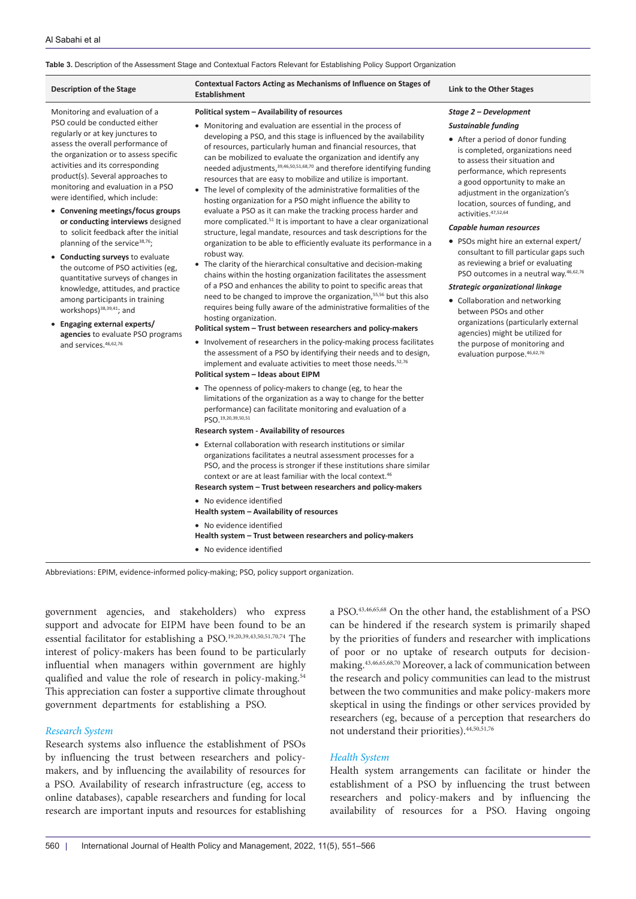**Table 3.** Description of the Assessment Stage and Contextual Factors Relevant for Establishing Policy Support Organization

| Description of the Stage | Contextual Factors Acting as Mechanisms of Influence on Stages of Establishment | Link to the Other Stages |
|---|---|---|
| Monitoring and evaluation of a PSO could be conducted either regularly or at key junctures to assess the overall performance of the organization or to assess specific activities and its corresponding product(s). Several approaches to monitoring and evaluation in a PSO were identified, which include:<br>• **Convening meetings/focus groups or conducting interviews** designed to solicit feedback after the initial planning of the service[38,76];<br>• **Conducting surveys** to evaluate the outcome of PSO activities (eg, quantitative surveys of changes in knowledge, attitudes, and practice among participants in training workshops)[38,39,41]; and<br>• **Engaging external experts/agencies** to evaluate PSO programs and services.[46,62,76] | **Political system – Availability of resources**<br>• Monitoring and evaluation are essential in the process of developing a PSO, and this stage is influenced by the availability of resources, particularly human and financial resources, that can be mobilized to evaluate the organization and identify any needed adjustments,[39,46,50,51,68,70] and therefore identifying funding resources that are easy to mobilize and utilize is important.<br>• The level of complexity of the administrative formalities of the hosting organization for a PSO might influence the ability to evaluate a PSO as it can make the tracking process harder and more complicated.[51] It is important to have a clear organizational structure, legal mandate, resources and task descriptions for the organization to be able to efficiently evaluate its performance in a robust way.<br>• The clarity of the hierarchical consultative and decision-making chains within the hosting organization facilitates the assessment of a PSO and enhances the ability to point to specific areas that need to be changed to improve the organization,[55,56] but this also requires being fully aware of the administrative formalities of the hosting organization.<br>**Political system – Trust between researchers and policy-makers**<br>• Involvement of researchers in the policy-making process facilitates the assessment of a PSO by identifying their needs and to design, implement and evaluate activities to meet those needs.[52,76]<br>**Political system – Ideas about EIPM**<br>• The openness of policy-makers to change (eg, to hear the limitations of the organization as a way to change for the better performance) can facilitate monitoring and evaluation of a PSO.[19,20,39,50,51]<br>**Research system - Availability of resources**<br>• External collaboration with research institutions or similar organizations facilitates a neutral assessment processes for a PSO, and the process is stronger if these institutions share similar context or are at least familiar with the local context.[46]<br>**Research system – Trust between researchers and policy-makers**<br>• No evidence identified<br>**Health system – Availability of resources**<br>• No evidence identified<br>**Health system – Trust between researchers and policy-makers**<br>• No evidence identified | ***Stage 2 – Development***<br>***Sustainable funding***<br>• After a period of donor funding is completed, organizations need to assess their situation and performance, which represents a good opportunity to make an adjustment in the organization's location, sources of funding, and activities.[47,52,64]<br>***Capable human resources***<br>• PSOs might hire an external expert/consultant to fill particular gaps such as reviewing a brief or evaluating PSO outcomes in a neutral way.[46,62,76]<br>***Strategic organizational linkage***<br>• Collaboration and networking between PSOs and other organizations (particularly external agencies) might be utilized for the purpose of monitoring and evaluation purpose.[46,62,76] |

Abbreviations: EPIM, evidence-informed policy-making; PSO, policy support organization.

government agencies, and stakeholders) who express support and advocate for EIPM have been found to be an essential facilitator for establishing a PSO.[19,20,39,43,50,51,70,74] The interest of policy-makers has been found to be particularly influential when managers within government are highly qualified and value the role of research in policy-making.[54] This appreciation can foster a supportive climate throughout government departments for establishing a PSO.

### *Research System*

Research systems also influence the establishment of PSOs by influencing the trust between researchers and policy-makers, and by influencing the availability of resources for a PSO. Availability of research infrastructure (eg, access to online databases), capable researchers and funding for local research are important inputs and resources for establishing a PSO.[43,46,65,68] On the other hand, the establishment of a PSO can be hindered if the research system is primarily shaped by the priorities of funders and researcher with implications of poor or no uptake of research outputs for decision-making.[43,46,65,68,70] Moreover, a lack of communication between the research and policy communities can lead to the mistrust between the two communities and make policy-makers more skeptical in using the findings or other services provided by researchers (eg, because of a perception that researchers do not understand their priorities).[44,50,51,76]

### *Health System*

Health system arrangements can facilitate or hinder the establishment of a PSO by influencing the trust between researchers and policy-makers and by influencing the availability of resources for a PSO. Having ongoing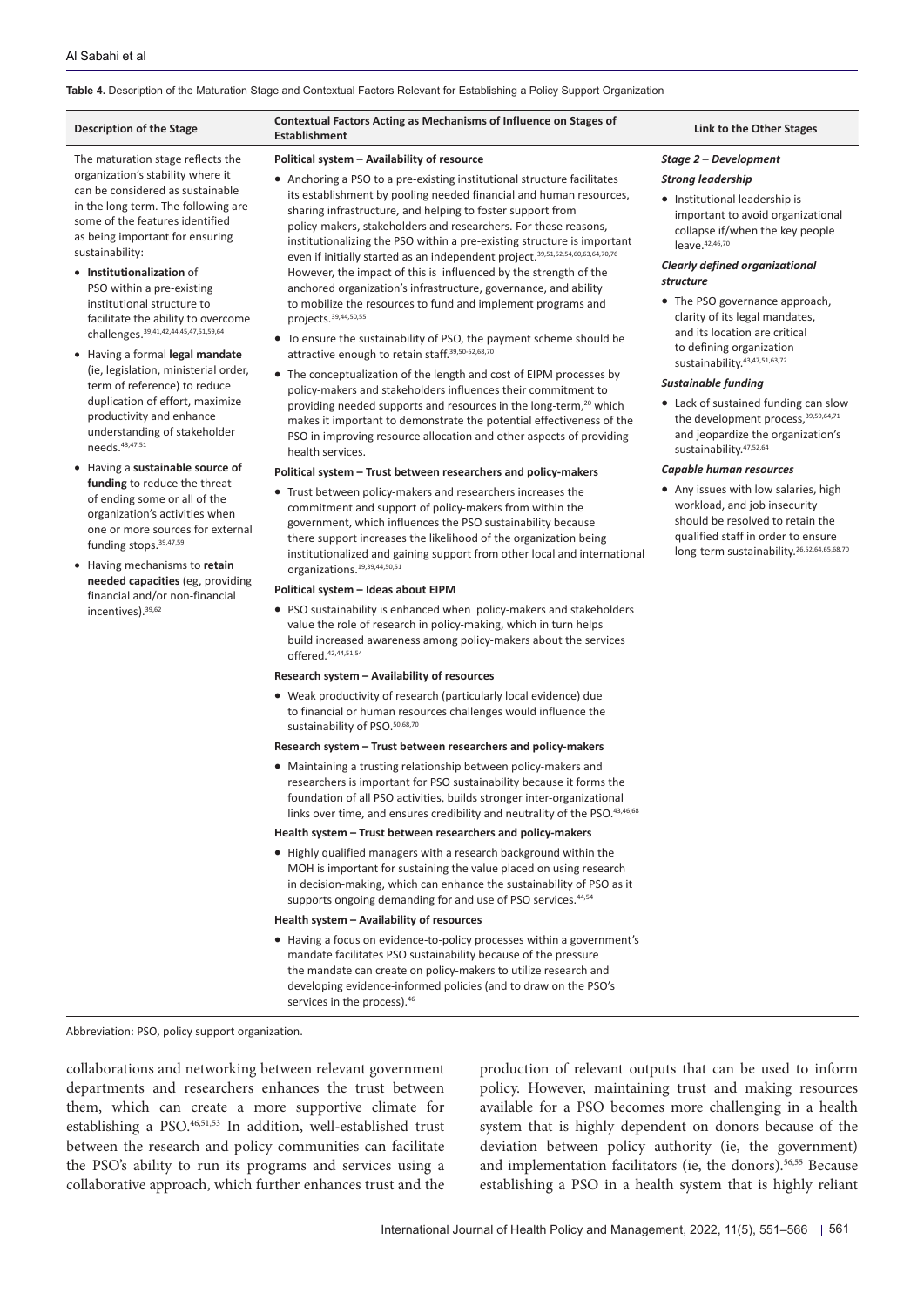**Table 4.** Description of the Maturation Stage and Contextual Factors Relevant for Establishing a Policy Support Organization

| Description of the Stage | Contextual Factors Acting as Mechanisms of Influence on Stages of Establishment | Link to the Other Stages |
|---|---|---|
| The maturation stage reflects the organization's stability where it can be considered as sustainable in the long term. The following are some of the features identified as being important for ensuring sustainability:<br>• **Institutionalization** of PSO within a pre-existing institutional structure to facilitate the ability to overcome challenges.[39,41,42,44,45,47,51,59,64]<br>• Having a formal **legal mandate** (ie, legislation, ministerial order, term of reference) to reduce duplication of effort, maximize productivity and enhance understanding of stakeholder needs.[43,47,51]<br>• Having a **sustainable source of funding** to reduce the threat of ending some or all of the organization's activities when one or more sources for external funding stops.[39,47,59]<br>• Having mechanisms to **retain needed capacities** (eg, providing financial and/or non-financial incentives).[39,62] | **Political system – Availability of resource**<br>• Anchoring a PSO to a pre-existing institutional structure facilitates its establishment by pooling needed financial and human resources, sharing infrastructure, and helping to foster support from policy-makers, stakeholders and researchers. For these reasons, institutionalizing the PSO within a pre-existing structure is important even if initially started as an independent project.[39,51,52,54,60,63,64,70,76] However, the impact of this is influenced by the strength of the anchored organization's infrastructure, governance, and ability to mobilize the resources to fund and implement programs and projects.[39,44,50,55]<br>• To ensure the sustainability of PSO, the payment scheme should be attractive enough to retain staff.[39,50-52,68,70]<br>• The conceptualization of the length and cost of EIPM processes by policy-makers and stakeholders influences their commitment to providing needed supports and resources in the long-term,[20] which makes it important to demonstrate the potential effectiveness of the PSO in improving resource allocation and other aspects of providing health services.<br>**Political system – Trust between researchers and policy-makers**<br>• Trust between policy-makers and researchers increases the commitment and support of policy-makers from within the government, which influences the PSO sustainability because there support increases the likelihood of the organization being institutionalized and gaining support from other local and international organizations.[19,39,44,50,51]<br>**Political system – Ideas about EIPM**<br>• PSO sustainability is enhanced when policy-makers and stakeholders value the role of research in policy-making, which in turn helps build increased awareness among policy-makers about the services offered.[42,44,51,54]<br>**Research system – Availability of resources**<br>• Weak productivity of research (particularly local evidence) due to financial or human resources challenges would influence the sustainability of PSO.[50,68,70]<br>**Research system – Trust between researchers and policy-makers**<br>• Maintaining a trusting relationship between policy-makers and researchers is important for PSO sustainability because it forms the foundation of all PSO activities, builds stronger inter-organizational links over time, and ensures credibility and neutrality of the PSO.[43,46,68]<br>**Health system – Trust between researchers and policy-makers**<br>• Highly qualified managers with a research background within the MOH is important for sustaining the value placed on using research in decision-making, which can enhance the sustainability of PSO as it supports ongoing demanding for and use of PSO services.[44,54]<br>**Health system – Availability of resources**<br>• Having a focus on evidence-to-policy processes within a government's mandate facilitates PSO sustainability because of the pressure the mandate can create on policy-makers to utilize research and developing evidence-informed policies (and to draw on the PSO's services in the process).[46] | ***Stage 2 – Development***<br>***Strong leadership***<br>• Institutional leadership is important to avoid organizational collapse if/when the key people leave.[42,46,70]<br>***Clearly defined organizational structure***<br>• The PSO governance approach, clarity of its legal mandates, and its location are critical to defining organization sustainability.[43,47,51,63,72]<br>***Sustainable funding***<br>• Lack of sustained funding can slow the development process,[39,59,64,71] and jeopardize the organization's sustainability.[47,52,64]<br>***Capable human resources***<br>• Any issues with low salaries, high workload, and job insecurity should be resolved to retain the qualified staff in order to ensure long-term sustainability.[26,52,64,65,68,70] |

Abbreviation: PSO, policy support organization.

collaborations and networking between relevant government departments and researchers enhances the trust between them, which can create a more supportive climate for establishing a PSO.[46,51,53] In addition, well-established trust between the research and policy communities can facilitate the PSO's ability to run its programs and services using a collaborative approach, which further enhances trust and the production of relevant outputs that can be used to inform policy. However, maintaining trust and making resources available for a PSO becomes more challenging in a health system that is highly dependent on donors because of the deviation between policy authority (ie, the government) and implementation facilitators (ie, the donors).[56,55] Because establishing a PSO in a health system that is highly reliant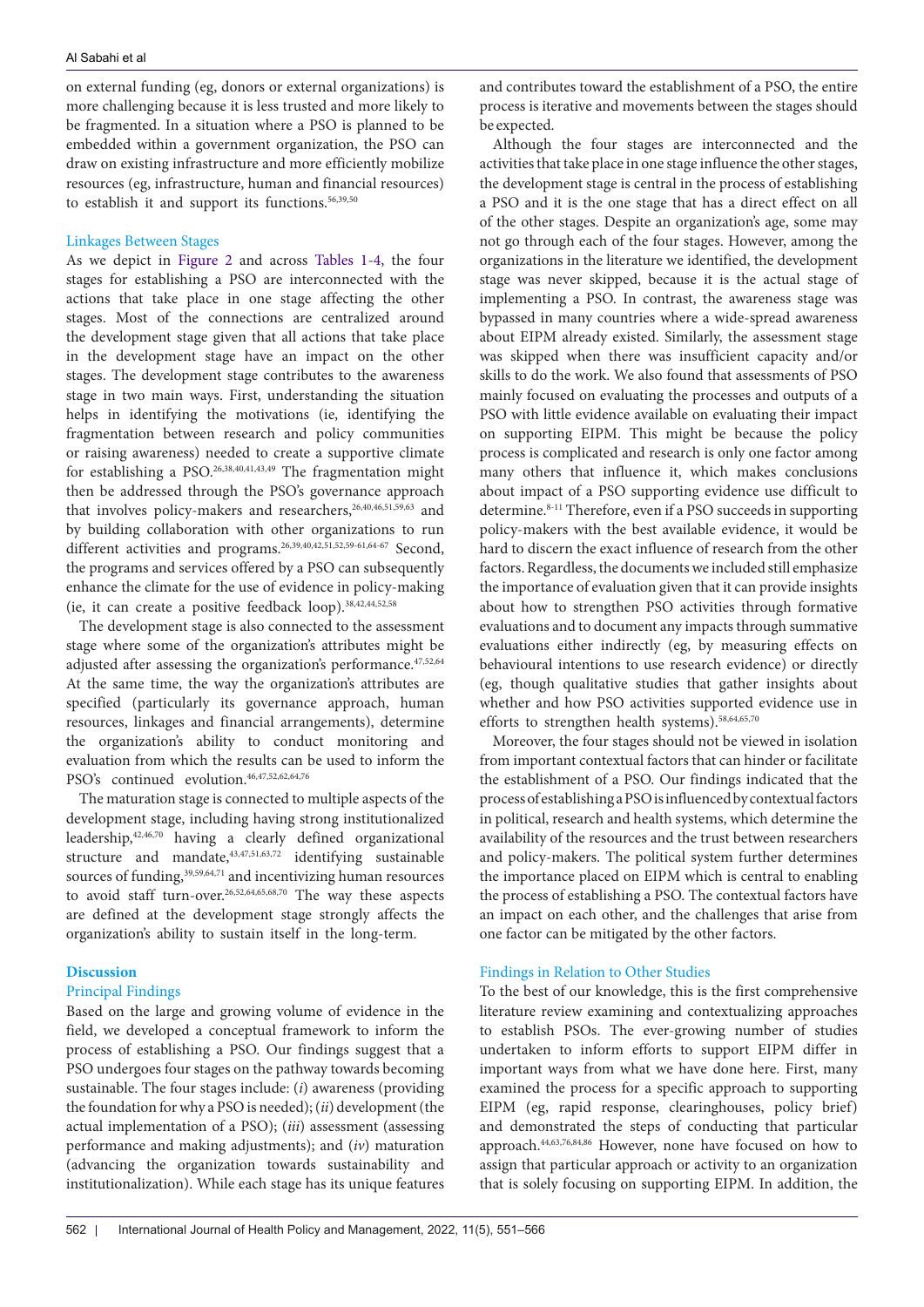on external funding (eg, donors or external organizations) is more challenging because it is less trusted and more likely to be fragmented. In a situation where a PSO is planned to be embedded within a government organization, the PSO can draw on existing infrastructure and more efficiently mobilize resources (eg, infrastructure, human and financial resources) to establish it and support its functions.[56,39,50]

### Linkages Between Stages

As we depict in Figure 2 and across Tables 1-4, the four stages for establishing a PSO are interconnected with the actions that take place in one stage affecting the other stages. Most of the connections are centralized around the development stage given that all actions that take place in the development stage have an impact on the other stages. The development stage contributes to the awareness stage in two main ways. First, understanding the situation helps in identifying the motivations (ie, identifying the fragmentation between research and policy communities or raising awareness) needed to create a supportive climate for establishing a PSO.[26,38,40,41,43,49] The fragmentation might then be addressed through the PSO's governance approach that involves policy-makers and researchers,[26,40,46,51,59,63] and by building collaboration with other organizations to run different activities and programs.[26,39,40,42,51,52,59-61,64-67] Second, the programs and services offered by a PSO can subsequently enhance the climate for the use of evidence in policy-making (ie, it can create a positive feedback loop).[38,42,44,52,58]

The development stage is also connected to the assessment stage where some of the organization's attributes might be adjusted after assessing the organization's performance.[47,52,64] At the same time, the way the organization's attributes are specified (particularly its governance approach, human resources, linkages and financial arrangements), determine the organization's ability to conduct monitoring and evaluation from which the results can be used to inform the PSO's continued evolution.[46,47,52,62,64,76]

The maturation stage is connected to multiple aspects of the development stage, including having strong institutionalized leadership,[42,46,70] having a clearly defined organizational structure and mandate,[43,47,51,63,72] identifying sustainable sources of funding,[39,59,64,71] and incentivizing human resources to avoid staff turn-over.[26,52,64,65,68,70] The way these aspects are defined at the development stage strongly affects the organization's ability to sustain itself in the long-term.

## Discussion

### Principal Findings

Based on the large and growing volume of evidence in the field, we developed a conceptual framework to inform the process of establishing a PSO. Our findings suggest that a PSO undergoes four stages on the pathway towards becoming sustainable. The four stages include: (*i*) awareness (providing the foundation for why a PSO is needed); (*ii*) development (the actual implementation of a PSO); (*iii*) assessment (assessing performance and making adjustments); and (*iv*) maturation (advancing the organization towards sustainability and institutionalization). While each stage has its unique features and contributes toward the establishment of a PSO, the entire process is iterative and movements between the stages should be expected.

Although the four stages are interconnected and the activities that take place in one stage influence the other stages, the development stage is central in the process of establishing a PSO and it is the one stage that has a direct effect on all of the other stages. Despite an organization's age, some may not go through each of the four stages. However, among the organizations in the literature we identified, the development stage was never skipped, because it is the actual stage of implementing a PSO. In contrast, the awareness stage was bypassed in many countries where a wide-spread awareness about EIPM already existed. Similarly, the assessment stage was skipped when there was insufficient capacity and/or skills to do the work. We also found that assessments of PSO mainly focused on evaluating the processes and outputs of a PSO with little evidence available on evaluating their impact on supporting EIPM. This might be because the policy process is complicated and research is only one factor among many others that influence it, which makes conclusions about impact of a PSO supporting evidence use difficult to determine.[8-11] Therefore, even if a PSO succeeds in supporting policy-makers with the best available evidence, it would be hard to discern the exact influence of research from the other factors. Regardless, the documents we included still emphasize the importance of evaluation given that it can provide insights about how to strengthen PSO activities through formative evaluations and to document any impacts through summative evaluations either indirectly (eg, by measuring effects on behavioural intentions to use research evidence) or directly (eg, though qualitative studies that gather insights about whether and how PSO activities supported evidence use in efforts to strengthen health systems).[58,64,65,70]

Moreover, the four stages should not be viewed in isolation from important contextual factors that can hinder or facilitate the establishment of a PSO. Our findings indicated that the process of establishing a PSO is influenced by contextual factors in political, research and health systems, which determine the availability of the resources and the trust between researchers and policy-makers. The political system further determines the importance placed on EIPM which is central to enabling the process of establishing a PSO. The contextual factors have an impact on each other, and the challenges that arise from one factor can be mitigated by the other factors.

### Findings in Relation to Other Studies

To the best of our knowledge, this is the first comprehensive literature review examining and contextualizing approaches to establish PSOs. The ever-growing number of studies undertaken to inform efforts to support EIPM differ in important ways from what we have done here. First, many examined the process for a specific approach to supporting EIPM (eg, rapid response, clearinghouses, policy brief) and demonstrated the steps of conducting that particular approach.[44,63,76,84,86] However, none have focused on how to assign that particular approach or activity to an organization that is solely focusing on supporting EIPM. In addition, the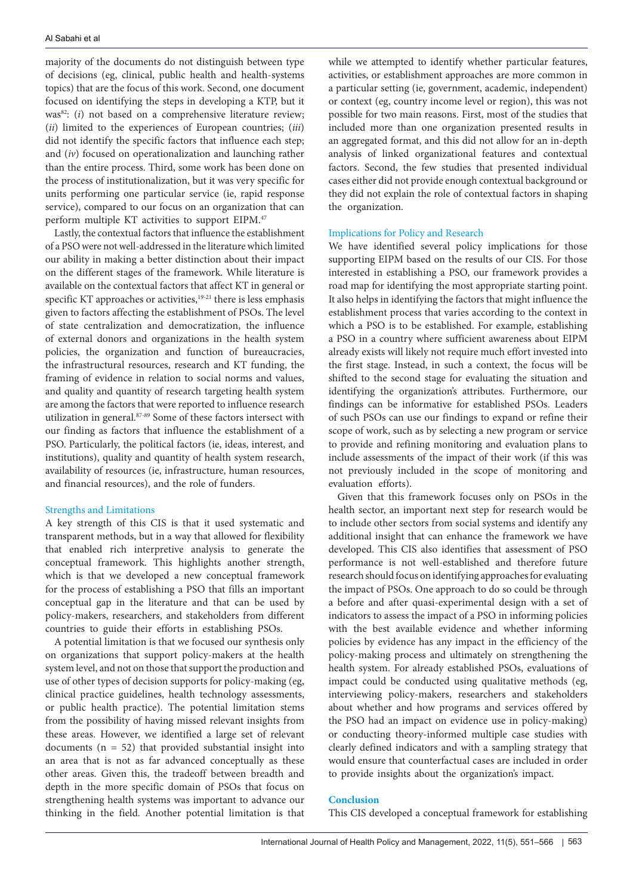majority of the documents do not distinguish between type of decisions (eg, clinical, public health and health-systems topics) that are the focus of this work. Second, one document focused on identifying the steps in developing a KTP, but it was[82]: (*i*) not based on a comprehensive literature review; (*ii*) limited to the experiences of European countries; (*iii*) did not identify the specific factors that influence each step; and (*iv*) focused on operationalization and launching rather than the entire process. Third, some work has been done on the process of institutionalization, but it was very specific for units performing one particular service (ie, rapid response service), compared to our focus on an organization that can perform multiple KT activities to support EIPM.[47]

Lastly, the contextual factors that influence the establishment of a PSO were not well-addressed in the literature which limited our ability in making a better distinction about their impact on the different stages of the framework. While literature is available on the contextual factors that affect KT in general or specific KT approaches or activities,[19-21] there is less emphasis given to factors affecting the establishment of PSOs. The level of state centralization and democratization, the influence of external donors and organizations in the health system policies, the organization and function of bureaucracies, the infrastructural resources, research and KT funding, the framing of evidence in relation to social norms and values, and quality and quantity of research targeting health system are among the factors that were reported to influence research utilization in general.[87-89] Some of these factors intersect with our finding as factors that influence the establishment of a PSO. Particularly, the political factors (ie, ideas, interest, and institutions), quality and quantity of health system research, availability of resources (ie, infrastructure, human resources, and financial resources), and the role of funders.

### Strengths and Limitations

A key strength of this CIS is that it used systematic and transparent methods, but in a way that allowed for flexibility that enabled rich interpretive analysis to generate the conceptual framework. This highlights another strength, which is that we developed a new conceptual framework for the process of establishing a PSO that fills an important conceptual gap in the literature and that can be used by policy-makers, researchers, and stakeholders from different countries to guide their efforts in establishing PSOs.

A potential limitation is that we focused our synthesis only on organizations that support policy-makers at the health system level, and not on those that support the production and use of other types of decision supports for policy-making (eg, clinical practice guidelines, health technology assessments, or public health practice). The potential limitation stems from the possibility of having missed relevant insights from these areas. However, we identified a large set of relevant documents (n = 52) that provided substantial insight into an area that is not as far advanced conceptually as these other areas. Given this, the tradeoff between breadth and depth in the more specific domain of PSOs that focus on strengthening health systems was important to advance our thinking in the field. Another potential limitation is that while we attempted to identify whether particular features, activities, or establishment approaches are more common in a particular setting (ie, government, academic, independent) or context (eg, country income level or region), this was not possible for two main reasons. First, most of the studies that included more than one organization presented results in an aggregated format, and this did not allow for an in-depth analysis of linked organizational features and contextual factors. Second, the few studies that presented individual cases either did not provide enough contextual background or they did not explain the role of contextual factors in shaping the organization.

### Implications for Policy and Research

We have identified several policy implications for those supporting EIPM based on the results of our CIS. For those interested in establishing a PSO, our framework provides a road map for identifying the most appropriate starting point. It also helps in identifying the factors that might influence the establishment process that varies according to the context in which a PSO is to be established. For example, establishing a PSO in a country where sufficient awareness about EIPM already exists will likely not require much effort invested into the first stage. Instead, in such a context, the focus will be shifted to the second stage for evaluating the situation and identifying the organization's attributes. Furthermore, our findings can be informative for established PSOs. Leaders of such PSOs can use our findings to expand or refine their scope of work, such as by selecting a new program or service to provide and refining monitoring and evaluation plans to include assessments of the impact of their work (if this was not previously included in the scope of monitoring and evaluation efforts).

Given that this framework focuses only on PSOs in the health sector, an important next step for research would be to include other sectors from social systems and identify any additional insight that can enhance the framework we have developed. This CIS also identifies that assessment of PSO performance is not well-established and therefore future research should focus on identifying approaches for evaluating the impact of PSOs. One approach to do so could be through a before and after quasi-experimental design with a set of indicators to assess the impact of a PSO in informing policies with the best available evidence and whether informing policies by evidence has any impact in the efficiency of the policy-making process and ultimately on strengthening the health system. For already established PSOs, evaluations of impact could be conducted using qualitative methods (eg, interviewing policy-makers, researchers and stakeholders about whether and how programs and services offered by the PSO had an impact on evidence use in policy-making) or conducting theory-informed multiple case studies with clearly defined indicators and with a sampling strategy that would ensure that counterfactual cases are included in order to provide insights about the organization's impact.

## Conclusion

This CIS developed a conceptual framework for establishing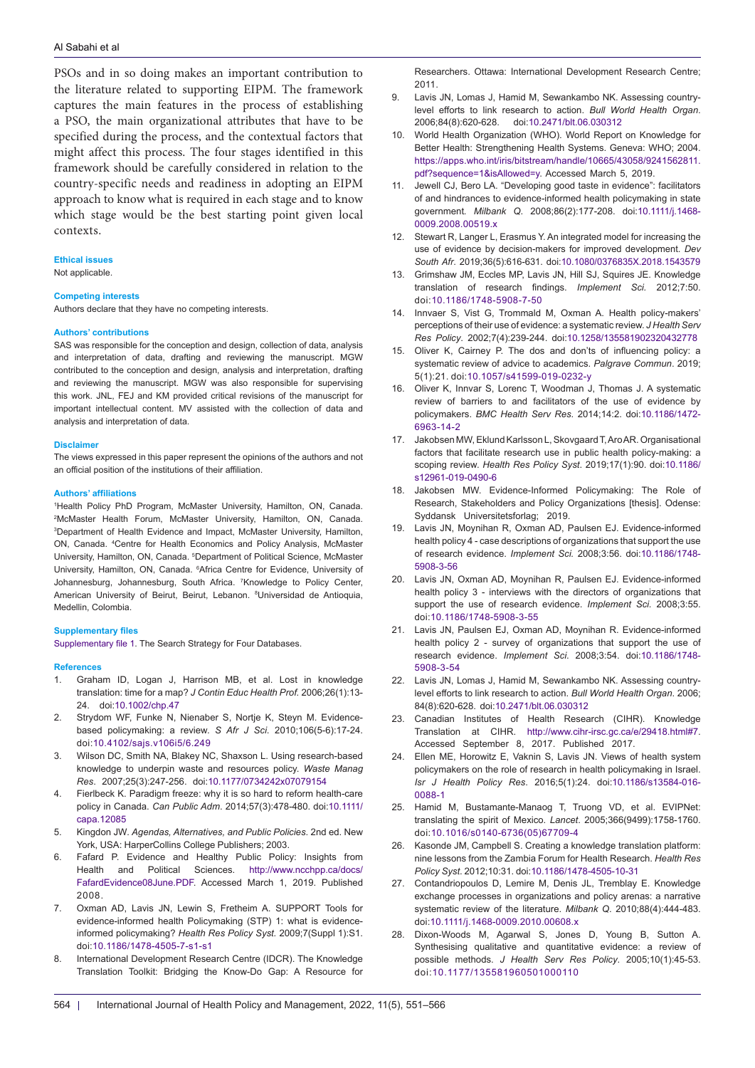PSOs and in so doing makes an important contribution to the literature related to supporting EIPM. The framework captures the main features in the process of establishing a PSO, the main organizational attributes that have to be specified during the process, and the contextual factors that might affect this process. The four stages identified in this framework should be carefully considered in relation to the country-specific needs and readiness in adopting an EIPM approach to know what is required in each stage and to know which stage would be the best starting point given local contexts.

### Ethical issues

Not applicable.

### Competing interests

Authors declare that they have no competing interests.

### Authors' contributions

SAS was responsible for the conception and design, collection of data, analysis and interpretation of data, drafting and reviewing the manuscript. MGW contributed to the conception and design, analysis and interpretation, drafting and reviewing the manuscript. MGW was also responsible for supervising this work. JNL, FEJ and KM provided critical revisions of the manuscript for important intellectual content. MV assisted with the collection of data and analysis and interpretation of data.

### Disclaimer

The views expressed in this paper represent the opinions of the authors and not an official position of the institutions of their affiliation.

### Authors' affiliations

[1]Health Policy PhD Program, McMaster University, Hamilton, ON, Canada. [2]McMaster Health Forum, McMaster University, Hamilton, ON, Canada. [3]Department of Health Evidence and Impact, McMaster University, Hamilton, ON, Canada. [4]Centre for Health Economics and Policy Analysis, McMaster University, Hamilton, ON, Canada. [5]Department of Political Science, McMaster University, Hamilton, ON, Canada. [6]Africa Centre for Evidence, University of Johannesburg, Johannesburg, South Africa. [7]Knowledge to Policy Center, American University of Beirut, Beirut, Lebanon. [8]Universidad de Antioquia, Medellin, Colombia.

### Supplementary files

Supplementary file 1. The Search Strategy for Four Databases.

### References

1. Graham ID, Logan J, Harrison MB, et al. Lost in knowledge translation: time for a map? *J Contin Educ Health Prof*. 2006;26(1):13-24. doi:10.1002/chp.47
2. Strydom WF, Funke N, Nienaber S, Nortje K, Steyn M. Evidence-based policymaking: a review. *S Afr J Sci*. 2010;106(5-6):17-24. doi:10.4102/sajs.v106i5/6.249
3. Wilson DC, Smith NA, Blakey NC, Shaxson L. Using research-based knowledge to underpin waste and resources policy. *Waste Manag Res*. 2007;25(3):247-256. doi:10.1177/0734242x07079154
4. Fierlbeck K. Paradigm freeze: why it is so hard to reform health-care policy in Canada. *Can Public Adm*. 2014;57(3):478-480. doi:10.1111/capa.12085
5. Kingdon JW. *Agendas, Alternatives, and Public Policies*. 2nd ed. New York, USA: HarperCollins College Publishers; 2003.
6. Fafard P. Evidence and Healthy Public Policy: Insights from Health and Political Sciences. http://www.ncchpp.ca/docs/FafardEvidence08June.PDF. Accessed March 1, 2019. Published 2008.
7. Oxman AD, Lavis JN, Lewin S, Fretheim A. SUPPORT Tools for evidence-informed health Policymaking (STP) 1: what is evidence-informed policymaking? *Health Res Policy Syst*. 2009;7(Suppl 1):S1. doi:10.1186/1478-4505-7-s1-s1
8. International Development Research Centre (IDCR). The Knowledge Translation Toolkit: Bridging the Know-Do Gap: A Resource for Researchers. Ottawa: International Development Research Centre; 2011.
9. Lavis JN, Lomas J, Hamid M, Sewankambo NK. Assessing country-level efforts to link research to action. *Bull World Health Organ*. 2006;84(8):620-628. doi:10.2471/blt.06.030312
10. World Health Organization (WHO). World Report on Knowledge for Better Health: Strengthening Health Systems. Geneva: WHO; 2004. https://apps.who.int/iris/bitstream/handle/10665/43058/9241562811.pdf?sequence=1&isAllowed=y. Accessed March 5, 2019.
11. Jewell CJ, Bero LA. "Developing good taste in evidence": facilitators of and hindrances to evidence-informed health policymaking in state government. *Milbank Q*. 2008;86(2):177-208. doi:10.1111/j.1468-0009.2008.00519.x
12. Stewart R, Langer L, Erasmus Y. An integrated model for increasing the use of evidence by decision-makers for improved development. *Dev South Afr*. 2019;36(5):616-631. doi:10.1080/0376835X.2018.1543579
13. Grimshaw JM, Eccles MP, Lavis JN, Hill SJ, Squires JE. Knowledge translation of research findings. *Implement Sci*. 2012;7:50. doi:10.1186/1748-5908-7-50
14. Innvaer S, Vist G, Trommald M, Oxman A. Health policy-makers' perceptions of their use of evidence: a systematic review. *J Health Serv Res Policy*. 2002;7(4):239-244. doi:10.1258/135581902320432778
15. Oliver K, Cairney P. The dos and don'ts of influencing policy: a systematic review of advice to academics. *Palgrave Commun*. 2019; 5(1):21. doi:10.1057/s41599-019-0232-y
16. Oliver K, Innvar S, Lorenc T, Woodman J, Thomas J. A systematic review of barriers to and facilitators of the use of evidence by policymakers. *BMC Health Serv Res*. 2014;14:2. doi:10.1186/1472-6963-14-2
17. Jakobsen MW, Eklund Karlsson L, Skovgaard T, Aro AR. Organisational factors that facilitate research use in public health policy-making: a scoping review. *Health Res Policy Syst*. 2019;17(1):90. doi:10.1186/s12961-019-0490-6
18. Jakobsen MW. Evidence-Informed Policymaking: The Role of Research, Stakeholders and Policy Organizations [thesis]. Odense: Syddansk Universitetsforlag; 2019.
19. Lavis JN, Moynihan R, Oxman AD, Paulsen EJ. Evidence-informed health policy 4 - case descriptions of organizations that support the use of research evidence. *Implement Sci*. 2008;3:56. doi:10.1186/1748-5908-3-56
20. Lavis JN, Oxman AD, Moynihan R, Paulsen EJ. Evidence-informed health policy 3 - interviews with the directors of organizations that support the use of research evidence. *Implement Sci*. 2008;3:55. doi:10.1186/1748-5908-3-55
21. Lavis JN, Paulsen EJ, Oxman AD, Moynihan R. Evidence-informed health policy 2 - survey of organizations that support the use of research evidence. *Implement Sci*. 2008;3:54. doi:10.1186/1748-5908-3-54
22. Lavis JN, Lomas J, Hamid M, Sewankambo NK. Assessing country-level efforts to link research to action. *Bull World Health Organ*. 2006; 84(8):620-628. doi:10.2471/blt.06.030312
23. Canadian Institutes of Health Research (CIHR). Knowledge Translation at CIHR. http://www.cihr-irsc.gc.ca/e/29418.html#7. Accessed September 8, 2017. Published 2017.
24. Ellen ME, Horowitz E, Vaknin S, Lavis JN. Views of health system policymakers on the role of research in health policymaking in Israel. *Isr J Health Policy Res*. 2016;5(1):24. doi:10.1186/s13584-016-0088-1
25. Hamid M, Bustamante-Manaog T, Truong VD, et al. EVIPNet: translating the spirit of Mexico. *Lancet*. 2005;366(9499):1758-1760. doi:10.1016/s0140-6736(05)67709-4
26. Kasonde JM, Campbell S. Creating a knowledge translation platform: nine lessons from the Zambia Forum for Health Research. *Health Res Policy Syst*. 2012;10:31. doi:10.1186/1478-4505-10-31
27. Contandriopoulos D, Lemire M, Denis JL, Tremblay E. Knowledge exchange processes in organizations and policy arenas: a narrative systematic review of the literature. *Milbank Q*. 2010;88(4):444-483. doi:10.1111/j.1468-0009.2010.00608.x
28. Dixon-Woods M, Agarwal S, Jones D, Young B, Sutton A. Synthesising qualitative and quantitative evidence: a review of possible methods. *J Health Serv Res Policy*. 2005;10(1):45-53. doi:10.1177/135581960501000110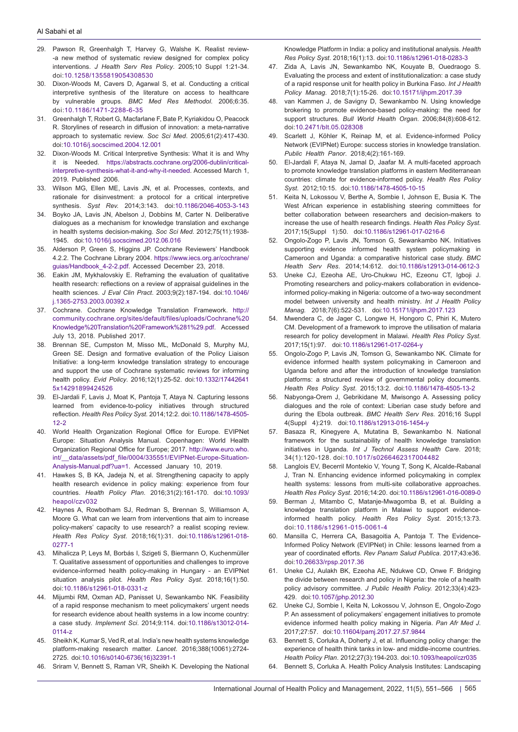29. Pawson R, Greenhalgh T, Harvey G, Walshe K. Realist review--a new method of systematic review designed for complex policy interventions. *J Health Serv Res Policy*. 2005;10 Suppl 1:21-34. doi:10.1258/1355819054308530
30. Dixon-Woods M, Cavers D, Agarwal S, et al. Conducting a critical interpretive synthesis of the literature on access to healthcare by vulnerable groups. *BMC Med Res Methodol*. 2006;6:35. doi:10.1186/1471-2288-6-35
31. Greenhalgh T, Robert G, Macfarlane F, Bate P, Kyriakidou O, Peacock R. Storylines of research in diffusion of innovation: a meta-narrative approach to systematic review. *Soc Sci Med*. 2005;61(2):417-430. doi:10.1016/j.socscimed.2004.12.001
32. Dixon-Woods M. Critical Interpretive Synthesis: What it is and Why it is Needed. https://abstracts.cochrane.org/2006-dublin/critical-interpretive-synthesis-what-it-and-why-it-needed. Accessed March 1, 2019. Published 2006.
33. Wilson MG, Ellen ME, Lavis JN, et al. Processes, contexts, and rationale for disinvestment: a protocol for a critical interpretive synthesis. *Syst Rev*. 2014;3:143. doi:10.1186/2046-4053-3-143
34. Boyko JA, Lavis JN, Abelson J, Dobbins M, Carter N. Deliberative dialogues as a mechanism for knowledge translation and exchange in health systems decision-making. *Soc Sci Med*. 2012;75(11):1938-1945. doi:10.1016/j.socscimed.2012.06.016
35. Alderson P, Green S, Higgins JP. Cochrane Reviewers' Handbook 4.2.2. The Cochrane Library 2004. https://www.iecs.org.ar/cochrane/guias/Handbook_4-2-2.pdf. Accessed December 23, 2018.
36. Eakin JM, Mykhalovskiy E. Reframing the evaluation of qualitative health research: reflections on a review of appraisal guidelines in the health sciences. *J Eval Clin Pract*. 2003;9(2):187-194. doi:10.1046/j.1365-2753.2003.00392.x
37. Cochrane. Cochrane Knowledge Translation Framework. http://community.cochrane.org/sites/default/files/uploads/Cochrane%20Knowledge%20Translation%20Framework%281%29.pdf. Accessed July 13, 2018. Published 2017.
38. Brennan SE, Cumpston M, Misso ML, McDonald S, Murphy MJ, Green SE. Design and formative evaluation of the Policy Liaison Initiative: a long-term knowledge translation strategy to encourage and support the use of Cochrane systematic reviews for informing health policy. *Evid Policy*. 2016;12(1):25-52. doi:10.1332/174426415x14291899424526
39. El-Jardali F, Lavis J, Moat K, Pantoja T, Ataya N. Capturing lessons learned from evidence-to-policy initiatives through structured reflection. *Health Res Policy Syst*. 2014;12:2. doi:10.1186/1478-4505-12-2
40. World Health Organization Regional Office for Europe. EVIPNet Europe: Situation Analysis Manual. Copenhagen: World Health Organization Regional Office for Europe; 2017. http://www.euro.who.int/__data/assets/pdf_file/0004/335551/EVIPNet-Europe-Situation-Analysis-Manual.pdf?ua=1. Accessed January 10, 2019.
41. Hawkes S, B KA, Jadeja N, et al. Strengthening capacity to apply health research evidence in policy making: experience from four countries. *Health Policy Plan*. 2016;31(2):161-170. doi:10.1093/heapol/czv032
42. Haynes A, Rowbotham SJ, Redman S, Brennan S, Williamson A, Moore G. What can we learn from interventions that aim to increase policy-makers' capacity to use research? a realist scoping review. *Health Res Policy Syst*. 2018;16(1):31. doi:10.1186/s12961-018-0277-1
43. Mihalicza P, Leys M, Borbás I, Szigeti S, Biermann O, Kuchenmüller T. Qualitative assessment of opportunities and challenges to improve evidence-informed health policy-making in Hungary - an EVIPNet situation analysis pilot. *Health Res Policy Syst*. 2018;16(1):50. doi:10.1186/s12961-018-0331-z
44. Mijumbi RM, Oxman AD, Panisset U, Sewankambo NK. Feasibility of a rapid response mechanism to meet policymakers' urgent needs for research evidence about health systems in a low income country: a case study. *Implement Sci*. 2014;9:114. doi:10.1186/s13012-014-0114-z
45. Sheikh K, Kumar S, Ved R, et al. India's new health systems knowledge platform-making research matter. *Lancet*. 2016;388(10061):2724-2725. doi:10.1016/s0140-6736(16)32391-1
46. Sriram V, Bennett S, Raman VR, Sheikh K. Developing the National Knowledge Platform in India: a policy and institutional analysis. *Health Res Policy Syst*. 2018;16(1):13. doi:10.1186/s12961-018-0283-3
47. Zida A, Lavis JN, Sewankambo NK, Kouyate B, Ouedraogo S. Evaluating the process and extent of institutionalization: a case study of a rapid response unit for health policy in Burkina Faso. *Int J Health Policy Manag*. 2018;7(1):15-26. doi:10.15171/ijhpm.2017.39
48. van Kammen J, de Savigny D, Sewankambo N. Using knowledge brokering to promote evidence-based policy-making: the need for support structures. *Bull World Health Organ*. 2006;84(8):608-612. doi:10.2471/blt.05.028308
49. Scarlett J, Köhler K, Reinap M, et al. Evidence-informed Policy Network (EVIPNet) Europe: success stories in knowledge translation. *Public Health Panor*. 2018;4(2):161-169.
50. El-Jardali F, Ataya N, Jamal D, Jaafar M. A multi-faceted approach to promote knowledge translation platforms in eastern Mediterranean countries: climate for evidence-informed policy. *Health Res Policy Syst*. 2012;10:15. doi:10.1186/1478-4505-10-15
51. Keita N, Lokossou V, Berthe A, Sombie I, Johnson E, Busia K. The West African experience in establishing steering committees for better collaboration between researchers and decision-makers to increase the use of health research findings. *Health Res Policy Syst*. 2017;15(Suppl 1):50. doi:10.1186/s12961-017-0216-6
52. Ongolo-Zogo P, Lavis JN, Tomson G, Sewankambo NK. Initiatives supporting evidence informed health system policymaking in Cameroon and Uganda: a comparative historical case study. *BMC Health Serv Res*. 2014;14:612. doi:10.1186/s12913-014-0612-3
53. Uneke CJ, Ezeoha AE, Uro-Chukwu HC, Ezeonu CT, Igboji J. Promoting researchers and policy-makers collaboration in evidence-informed policy-making in Nigeria: outcome of a two-way secondment model between university and health ministry. *Int J Health Policy Manag*. 2018;7(6):522-531. doi:10.15171/ijhpm.2017.123
54. Mwendera C, de Jager C, Longwe H, Hongoro C, Phiri K, Mutero CM. Development of a framework to improve the utilisation of malaria research for policy development in Malawi. *Health Res Policy Syst*. 2017;15(1):97. doi:10.1186/s12961-017-0264-y
55. Ongolo-Zogo P, Lavis JN, Tomson G, Sewankambo NK. Climate for evidence informed health system policymaking in Cameroon and Uganda before and after the introduction of knowledge translation platforms: a structured review of governmental policy documents. *Health Res Policy Syst*. 2015;13:2. doi:10.1186/1478-4505-13-2
56. Nabyonga-Orem J, Gebrikidane M, Mwisongo A. Assessing policy dialogues and the role of context: Liberian case study before and during the Ebola outbreak. *BMC Health Serv Res*. 2016;16 Suppl 4(Suppl 4):219. doi:10.1186/s12913-016-1454-y
57. Basaza R, Kinegyere A, Mutatina B, Sewankambo N. National framework for the sustainability of health knowledge translation initiatives in Uganda. *Int J Technol Assess Health Care*. 2018; 34(1):120-128. doi:10.1017/s0266462317004482
58. Langlois EV, Becerril Montekio V, Young T, Song K, Alcalde-Rabanal J, Tran N. Enhancing evidence informed policymaking in complex health systems: lessons from multi-site collaborative approaches. *Health Res Policy Syst*. 2016;14:20. doi:10.1186/s12961-016-0089-0
59. Berman J, Mitambo C, Matanje-Mwagomba B, et al. Building a knowledge translation platform in Malawi to support evidence-informed health policy. *Health Res Policy Syst*. 2015;13:73. doi:10.1186/s12961-015-0061-4
60. Mansilla C, Herrera CA, Basagoitia A, Pantoja T. The Evidence-Informed Policy Network (EVIPNet) in Chile: lessons learned from a year of coordinated efforts. *Rev Panam Salud Publica*. 2017;43:e36. doi:10.26633/rpsp.2017.36
61. Uneke CJ, Aulakh BK, Ezeoha AE, Ndukwe CD, Onwe F. Bridging the divide between research and policy in Nigeria: the role of a health policy advisory committee. *J Public Health Policy*. 2012;33(4):423-429. doi:10.1057/jphp.2012.30
62. Uneke CJ, Sombie I, Keita N, Lokossou V, Johnson E, Ongolo-Zogo P. An assessment of policymakers' engagement initiatives to promote evidence informed health policy making in Nigeria. *Pan Afr Med J*. 2017;27:57. doi:10.11604/pamj.2017.27.57.9844
63. Bennett S, Corluka A, Doherty J, et al. Influencing policy change: the experience of health think tanks in low- and middle-income countries. *Health Policy Plan*. 2012;27(3):194-203. doi:10.1093/heapol/czr035
64. Bennett S, Corluka A. Health Policy Analysis Institutes: Landscaping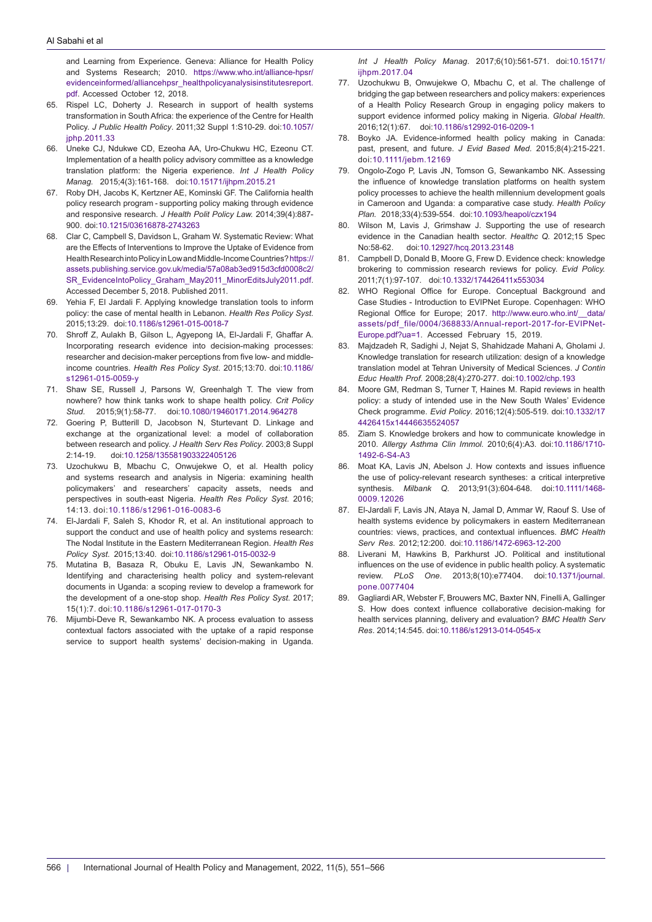and Learning from Experience. Geneva: Alliance for Health Policy and Systems Research; 2010. https://www.who.int/alliance-hpsr/evidenceinformed/alliancehpsr_healthpolicyanalysisinstitutesreport.pdf. Accessed October 12, 2018.

65. Rispel LC, Doherty J. Research in support of health systems transformation in South Africa: the experience of the Centre for Health Policy. *J Public Health Policy*. 2011;32 Suppl 1:S10-29. doi:10.1057/jphp.2011.33
66. Uneke CJ, Ndukwe CD, Ezeoha AA, Uro-Chukwu HC, Ezeonu CT. Implementation of a health policy advisory committee as a knowledge translation platform: the Nigeria experience. *Int J Health Policy Manag*. 2015;4(3):161-168. doi:10.15171/ijhpm.2015.21
67. Roby DH, Jacobs K, Kertzner AE, Kominski GF. The California health policy research program - supporting policy making through evidence and responsive research. *J Health Polit Policy Law*. 2014;39(4):887-900. doi:10.1215/03616878-2743263
68. Clar C, Campbell S, Davidson L, Graham W. Systematic Review: What are the Effects of Interventions to Improve the Uptake of Evidence from Health Research into Policy in Low and Middle-Income Countries? https://assets.publishing.service.gov.uk/media/57a08ab3ed915d3cfd0008c2/SR_EvidenceIntoPolicy_Graham_May2011_MinorEditsJuly2011.pdf. Accessed December 5, 2018. Published 2011.
69. Yehia F, El Jardali F. Applying knowledge translation tools to inform policy: the case of mental health in Lebanon. *Health Res Policy Syst*. 2015;13:29. doi:10.1186/s12961-015-0018-7
70. Shroff Z, Aulakh B, Gilson L, Agyepong IA, El-Jardali F, Ghaffar A. Incorporating research evidence into decision-making processes: researcher and decision-maker perceptions from five low- and middle-income countries. *Health Res Policy Syst*. 2015;13:70. doi:10.1186/s12961-015-0059-y
71. Shaw SE, Russell J, Parsons W, Greenhalgh T. The view from nowhere? how think tanks work to shape health policy. *Crit Policy Stud*. 2015;9(1):58-77. doi:10.1080/19460171.2014.964278
72. Goering P, Butterill D, Jacobson N, Sturtevant D. Linkage and exchange at the organizational level: a model of collaboration between research and policy. *J Health Serv Res Policy*. 2003;8 Suppl 2:14-19. doi:10.1258/135581903322405126
73. Uzochukwu B, Mbachu C, Onwujekwe O, et al. Health policy and systems research and analysis in Nigeria: examining health policymakers' and researchers' capacity assets, needs and perspectives in south-east Nigeria. *Health Res Policy Syst*. 2016;14:13. doi:10.1186/s12961-016-0083-6
74. El-Jardali F, Saleh S, Khodor R, et al. An institutional approach to support the conduct and use of health policy and systems research: The Nodal Institute in the Eastern Mediterranean Region. *Health Res Policy Syst*. 2015;13:40. doi:10.1186/s12961-015-0032-9
75. Mutatina B, Basaza R, Obuku E, Lavis JN, Sewankambo N. Identifying and characterising health policy and system-relevant documents in Uganda: a scoping review to develop a framework for the development of a one-stop shop. *Health Res Policy Syst*. 2017;15(1):7. doi:10.1186/s12961-017-0170-3
76. Mijumbi-Deve R, Sewankambo NK. A process evaluation to assess contextual factors associated with the uptake of a rapid response service to support health systems' decision-making in Uganda. *Int J Health Policy Manag*. 2017;6(10):561-571. doi:10.15171/ijhpm.2017.04
77. Uzochukwu B, Onwujekwe O, Mbachu C, et al. The challenge of bridging the gap between researchers and policy makers: experiences of a Health Policy Research Group in engaging policy makers to support evidence informed policy making in Nigeria. *Global Health*. 2016;12(1):67. doi:10.1186/s12992-016-0209-1
78. Boyko JA. Evidence-informed health policy making in Canada: past, present, and future. *J Evid Based Med*. 2015;8(4):215-221. doi:10.1111/jebm.12169
79. Ongolo-Zogo P, Lavis JN, Tomson G, Sewankambo NK. Assessing the influence of knowledge translation platforms on health system policy processes to achieve the health millennium development goals in Cameroon and Uganda: a comparative case study. *Health Policy Plan*. 2018;33(4):539-554. doi:10.1093/heapol/czx194
80. Wilson M, Lavis J, Grimshaw J. Supporting the use of research evidence in the Canadian health sector. *Healthc Q*. 2012;15 Spec No:58-62. doi:10.12927/hcq.2013.23148
81. Campbell D, Donald B, Moore G, Frew D. Evidence check: knowledge brokering to commission research reviews for policy. *Evid Policy*. 2011;7(1):97-107. doi:10.1332/174426411x553034
82. WHO Regional Office for Europe. Conceptual Background and Case Studies - Introduction to EVIPNet Europe. Copenhagen: WHO Regional Office for Europe; 2017. http://www.euro.who.int/__data/assets/pdf_file/0004/368833/Annual-report-2017-for-EVIPNet-Europe.pdf?ua=1. Accessed February 15, 2019.
83. Majdzadeh R, Sadighi J, Nejat S, Shahidzade Mahani A, Gholami J. Knowledge translation for research utilization: design of a knowledge translation model at Tehran University of Medical Sciences. *J Contin Educ Health Prof*. 2008;28(4):270-277. doi:10.1002/chp.193
84. Moore GM, Redman S, Turner T, Haines M. Rapid reviews in health policy: a study of intended use in the New South Wales' Evidence Check programme. *Evid Policy*. 2016;12(4):505-519. doi:10.1332/174426415x14446635524057
85. Ziam S. Knowledge brokers and how to communicate knowledge in 2010. *Allergy Asthma Clin Immol*. 2010;6(4):A3. doi:10.1186/1710-1492-6-S4-A3
86. Moat KA, Lavis JN, Abelson J. How contexts and issues influence the use of policy-relevant research syntheses: a critical interpretive synthesis. *Milbank Q*. 2013;91(3):604-648. doi:10.1111/1468-0009.12026
87. El-Jardali F, Lavis JN, Ataya N, Jamal D, Ammar W, Raouf S. Use of health systems evidence by policymakers in eastern Mediterranean countries: views, practices, and contextual influences. *BMC Health Serv Res*. 2012;12:200. doi:10.1186/1472-6963-12-200
88. Liverani M, Hawkins B, Parkhurst JO. Political and institutional influences on the use of evidence in public health policy. A systematic review. *PLoS One*. 2013;8(10):e77404. doi:10.1371/journal.pone.0077404
89. Gagliardi AR, Webster F, Brouwers MC, Baxter NN, Finelli A, Gallinger S. How does context influence collaborative decision-making for health services planning, delivery and evaluation? *BMC Health Serv Res*. 2014;14:545. doi:10.1186/s12913-014-0545-x